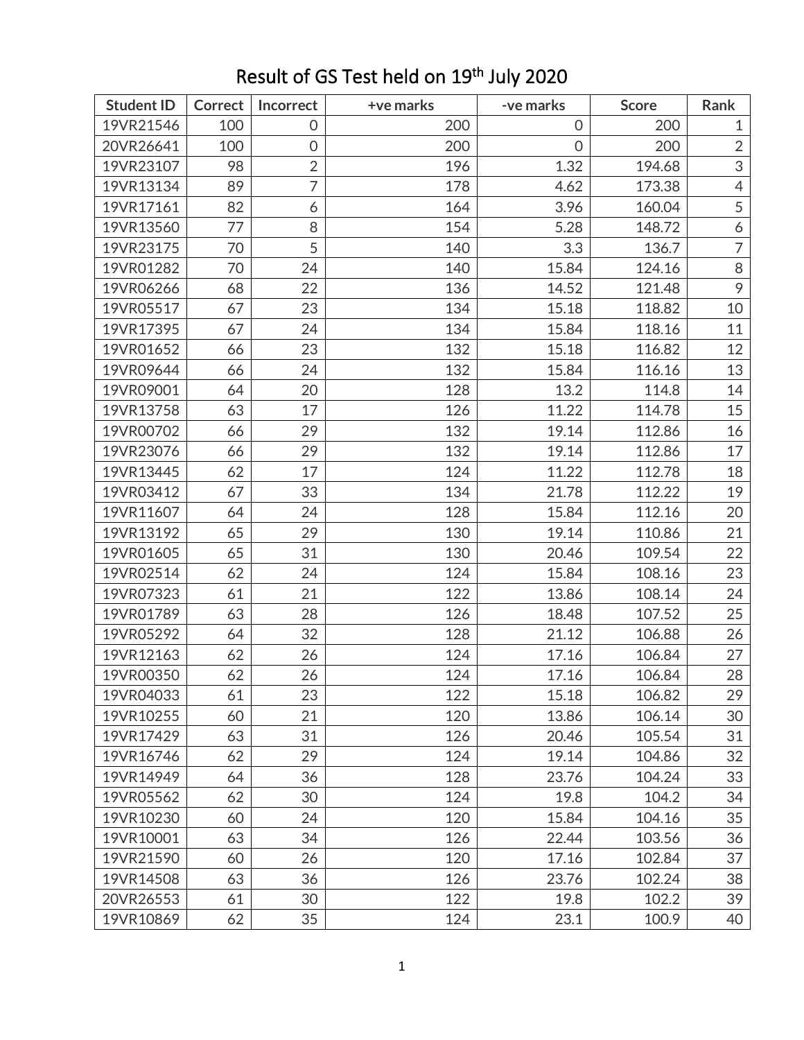# Result of GS Test held on 19th July 2020

| Student ID | Correct | Incorrect | +ve marks | -ve marks | Score | Rank |
|---|---|---|---|---|---|---|
| 19VR21546 | 100 | 0 | 200 | 0 | 200 | 1 |
| 20VR26641 | 100 | 0 | 200 | 0 | 200 | 2 |
| 19VR23107 | 98 | 2 | 196 | 1.32 | 194.68 | 3 |
| 19VR13134 | 89 | 7 | 178 | 4.62 | 173.38 | 4 |
| 19VR17161 | 82 | 6 | 164 | 3.96 | 160.04 | 5 |
| 19VR13560 | 77 | 8 | 154 | 5.28 | 148.72 | 6 |
| 19VR23175 | 70 | 5 | 140 | 3.3 | 136.7 | 7 |
| 19VR01282 | 70 | 24 | 140 | 15.84 | 124.16 | 8 |
| 19VR06266 | 68 | 22 | 136 | 14.52 | 121.48 | 9 |
| 19VR05517 | 67 | 23 | 134 | 15.18 | 118.82 | 10 |
| 19VR17395 | 67 | 24 | 134 | 15.84 | 118.16 | 11 |
| 19VR01652 | 66 | 23 | 132 | 15.18 | 116.82 | 12 |
| 19VR09644 | 66 | 24 | 132 | 15.84 | 116.16 | 13 |
| 19VR09001 | 64 | 20 | 128 | 13.2 | 114.8 | 14 |
| 19VR13758 | 63 | 17 | 126 | 11.22 | 114.78 | 15 |
| 19VR00702 | 66 | 29 | 132 | 19.14 | 112.86 | 16 |
| 19VR23076 | 66 | 29 | 132 | 19.14 | 112.86 | 17 |
| 19VR13445 | 62 | 17 | 124 | 11.22 | 112.78 | 18 |
| 19VR03412 | 67 | 33 | 134 | 21.78 | 112.22 | 19 |
| 19VR11607 | 64 | 24 | 128 | 15.84 | 112.16 | 20 |
| 19VR13192 | 65 | 29 | 130 | 19.14 | 110.86 | 21 |
| 19VR01605 | 65 | 31 | 130 | 20.46 | 109.54 | 22 |
| 19VR02514 | 62 | 24 | 124 | 15.84 | 108.16 | 23 |
| 19VR07323 | 61 | 21 | 122 | 13.86 | 108.14 | 24 |
| 19VR01789 | 63 | 28 | 126 | 18.48 | 107.52 | 25 |
| 19VR05292 | 64 | 32 | 128 | 21.12 | 106.88 | 26 |
| 19VR12163 | 62 | 26 | 124 | 17.16 | 106.84 | 27 |
| 19VR00350 | 62 | 26 | 124 | 17.16 | 106.84 | 28 |
| 19VR04033 | 61 | 23 | 122 | 15.18 | 106.82 | 29 |
| 19VR10255 | 60 | 21 | 120 | 13.86 | 106.14 | 30 |
| 19VR17429 | 63 | 31 | 126 | 20.46 | 105.54 | 31 |
| 19VR16746 | 62 | 29 | 124 | 19.14 | 104.86 | 32 |
| 19VR14949 | 64 | 36 | 128 | 23.76 | 104.24 | 33 |
| 19VR05562 | 62 | 30 | 124 | 19.8 | 104.2 | 34 |
| 19VR10230 | 60 | 24 | 120 | 15.84 | 104.16 | 35 |
| 19VR10001 | 63 | 34 | 126 | 22.44 | 103.56 | 36 |
| 19VR21590 | 60 | 26 | 120 | 17.16 | 102.84 | 37 |
| 19VR14508 | 63 | 36 | 126 | 23.76 | 102.24 | 38 |
| 20VR26553 | 61 | 30 | 122 | 19.8 | 102.2 | 39 |
| 19VR10869 | 62 | 35 | 124 | 23.1 | 100.9 | 40 |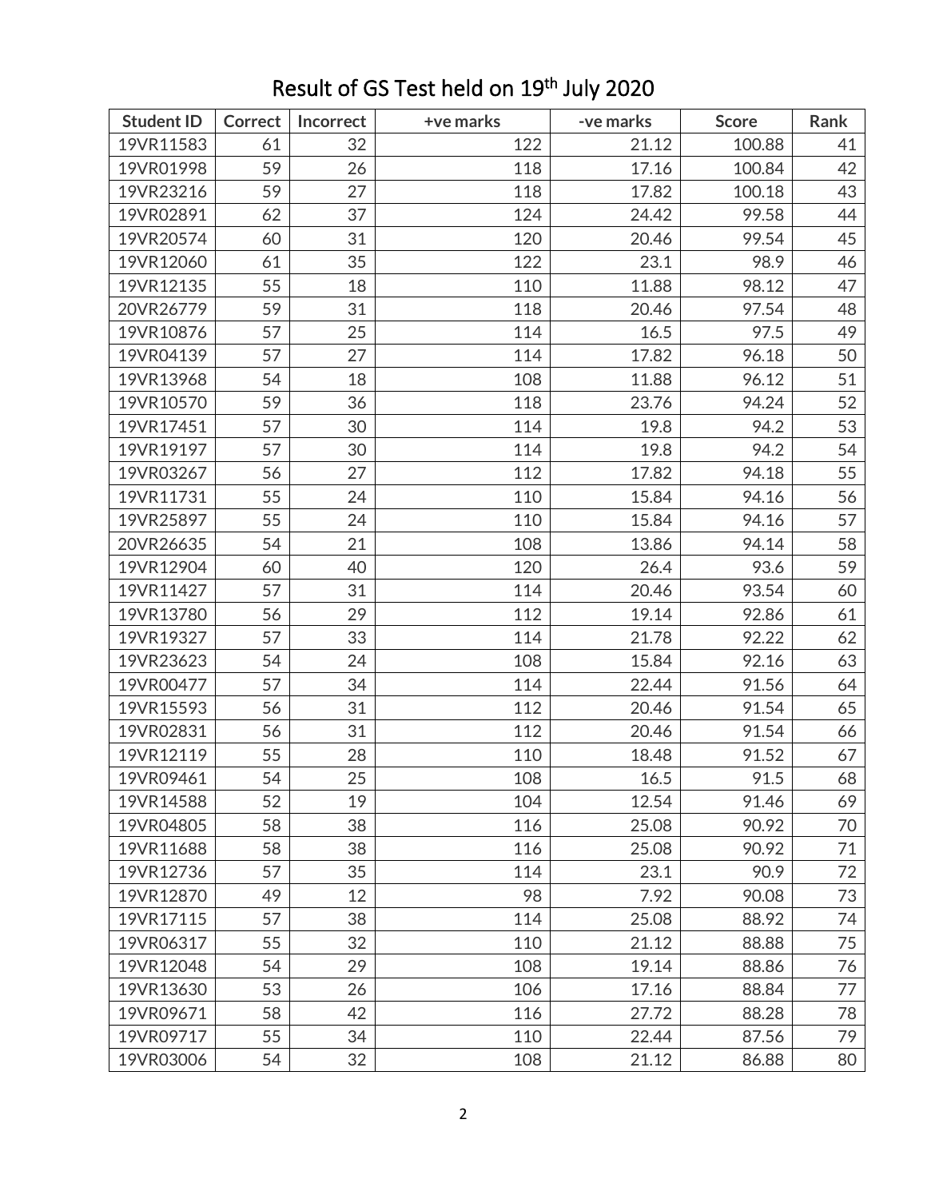# Result of GS Test held on 19th July 2020

| Student ID | Correct | Incorrect | +ve marks | -ve marks | Score | Rank |
|---|---|---|---|---|---|---|
| 19VR11583 | 61 | 32 | 122 | 21.12 | 100.88 | 41 |
| 19VR01998 | 59 | 26 | 118 | 17.16 | 100.84 | 42 |
| 19VR23216 | 59 | 27 | 118 | 17.82 | 100.18 | 43 |
| 19VR02891 | 62 | 37 | 124 | 24.42 | 99.58 | 44 |
| 19VR20574 | 60 | 31 | 120 | 20.46 | 99.54 | 45 |
| 19VR12060 | 61 | 35 | 122 | 23.1 | 98.9 | 46 |
| 19VR12135 | 55 | 18 | 110 | 11.88 | 98.12 | 47 |
| 20VR26779 | 59 | 31 | 118 | 20.46 | 97.54 | 48 |
| 19VR10876 | 57 | 25 | 114 | 16.5 | 97.5 | 49 |
| 19VR04139 | 57 | 27 | 114 | 17.82 | 96.18 | 50 |
| 19VR13968 | 54 | 18 | 108 | 11.88 | 96.12 | 51 |
| 19VR10570 | 59 | 36 | 118 | 23.76 | 94.24 | 52 |
| 19VR17451 | 57 | 30 | 114 | 19.8 | 94.2 | 53 |
| 19VR19197 | 57 | 30 | 114 | 19.8 | 94.2 | 54 |
| 19VR03267 | 56 | 27 | 112 | 17.82 | 94.18 | 55 |
| 19VR11731 | 55 | 24 | 110 | 15.84 | 94.16 | 56 |
| 19VR25897 | 55 | 24 | 110 | 15.84 | 94.16 | 57 |
| 20VR26635 | 54 | 21 | 108 | 13.86 | 94.14 | 58 |
| 19VR12904 | 60 | 40 | 120 | 26.4 | 93.6 | 59 |
| 19VR11427 | 57 | 31 | 114 | 20.46 | 93.54 | 60 |
| 19VR13780 | 56 | 29 | 112 | 19.14 | 92.86 | 61 |
| 19VR19327 | 57 | 33 | 114 | 21.78 | 92.22 | 62 |
| 19VR23623 | 54 | 24 | 108 | 15.84 | 92.16 | 63 |
| 19VR00477 | 57 | 34 | 114 | 22.44 | 91.56 | 64 |
| 19VR15593 | 56 | 31 | 112 | 20.46 | 91.54 | 65 |
| 19VR02831 | 56 | 31 | 112 | 20.46 | 91.54 | 66 |
| 19VR12119 | 55 | 28 | 110 | 18.48 | 91.52 | 67 |
| 19VR09461 | 54 | 25 | 108 | 16.5 | 91.5 | 68 |
| 19VR14588 | 52 | 19 | 104 | 12.54 | 91.46 | 69 |
| 19VR04805 | 58 | 38 | 116 | 25.08 | 90.92 | 70 |
| 19VR11688 | 58 | 38 | 116 | 25.08 | 90.92 | 71 |
| 19VR12736 | 57 | 35 | 114 | 23.1 | 90.9 | 72 |
| 19VR12870 | 49 | 12 | 98 | 7.92 | 90.08 | 73 |
| 19VR17115 | 57 | 38 | 114 | 25.08 | 88.92 | 74 |
| 19VR06317 | 55 | 32 | 110 | 21.12 | 88.88 | 75 |
| 19VR12048 | 54 | 29 | 108 | 19.14 | 88.86 | 76 |
| 19VR13630 | 53 | 26 | 106 | 17.16 | 88.84 | 77 |
| 19VR09671 | 58 | 42 | 116 | 27.72 | 88.28 | 78 |
| 19VR09717 | 55 | 34 | 110 | 22.44 | 87.56 | 79 |
| 19VR03006 | 54 | 32 | 108 | 21.12 | 86.88 | 80 |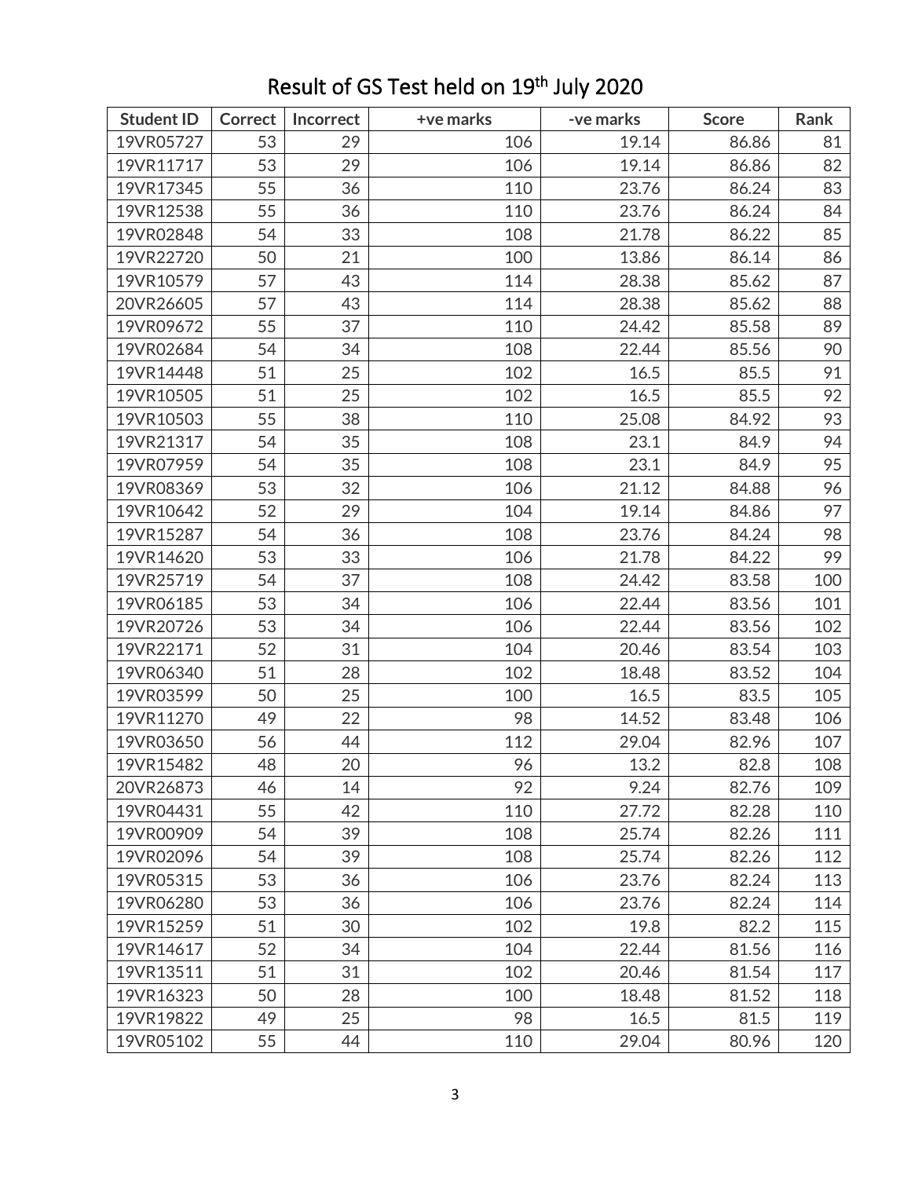# Result of GS Test held on 19th July 2020

| Student ID | Correct | Incorrect | +ve marks | -ve marks | Score | Rank |
|---|---|---|---|---|---|---|
| 19VR05727 | 53 | 29 | 106 | 19.14 | 86.86 | 81 |
| 19VR11717 | 53 | 29 | 106 | 19.14 | 86.86 | 82 |
| 19VR17345 | 55 | 36 | 110 | 23.76 | 86.24 | 83 |
| 19VR12538 | 55 | 36 | 110 | 23.76 | 86.24 | 84 |
| 19VR02848 | 54 | 33 | 108 | 21.78 | 86.22 | 85 |
| 19VR22720 | 50 | 21 | 100 | 13.86 | 86.14 | 86 |
| 19VR10579 | 57 | 43 | 114 | 28.38 | 85.62 | 87 |
| 20VR26605 | 57 | 43 | 114 | 28.38 | 85.62 | 88 |
| 19VR09672 | 55 | 37 | 110 | 24.42 | 85.58 | 89 |
| 19VR02684 | 54 | 34 | 108 | 22.44 | 85.56 | 90 |
| 19VR14448 | 51 | 25 | 102 | 16.5 | 85.5 | 91 |
| 19VR10505 | 51 | 25 | 102 | 16.5 | 85.5 | 92 |
| 19VR10503 | 55 | 38 | 110 | 25.08 | 84.92 | 93 |
| 19VR21317 | 54 | 35 | 108 | 23.1 | 84.9 | 94 |
| 19VR07959 | 54 | 35 | 108 | 23.1 | 84.9 | 95 |
| 19VR08369 | 53 | 32 | 106 | 21.12 | 84.88 | 96 |
| 19VR10642 | 52 | 29 | 104 | 19.14 | 84.86 | 97 |
| 19VR15287 | 54 | 36 | 108 | 23.76 | 84.24 | 98 |
| 19VR14620 | 53 | 33 | 106 | 21.78 | 84.22 | 99 |
| 19VR25719 | 54 | 37 | 108 | 24.42 | 83.58 | 100 |
| 19VR06185 | 53 | 34 | 106 | 22.44 | 83.56 | 101 |
| 19VR20726 | 53 | 34 | 106 | 22.44 | 83.56 | 102 |
| 19VR22171 | 52 | 31 | 104 | 20.46 | 83.54 | 103 |
| 19VR06340 | 51 | 28 | 102 | 18.48 | 83.52 | 104 |
| 19VR03599 | 50 | 25 | 100 | 16.5 | 83.5 | 105 |
| 19VR11270 | 49 | 22 | 98 | 14.52 | 83.48 | 106 |
| 19VR03650 | 56 | 44 | 112 | 29.04 | 82.96 | 107 |
| 19VR15482 | 48 | 20 | 96 | 13.2 | 82.8 | 108 |
| 20VR26873 | 46 | 14 | 92 | 9.24 | 82.76 | 109 |
| 19VR04431 | 55 | 42 | 110 | 27.72 | 82.28 | 110 |
| 19VR00909 | 54 | 39 | 108 | 25.74 | 82.26 | 111 |
| 19VR02096 | 54 | 39 | 108 | 25.74 | 82.26 | 112 |
| 19VR05315 | 53 | 36 | 106 | 23.76 | 82.24 | 113 |
| 19VR06280 | 53 | 36 | 106 | 23.76 | 82.24 | 114 |
| 19VR15259 | 51 | 30 | 102 | 19.8 | 82.2 | 115 |
| 19VR14617 | 52 | 34 | 104 | 22.44 | 81.56 | 116 |
| 19VR13511 | 51 | 31 | 102 | 20.46 | 81.54 | 117 |
| 19VR16323 | 50 | 28 | 100 | 18.48 | 81.52 | 118 |
| 19VR19822 | 49 | 25 | 98 | 16.5 | 81.5 | 119 |
| 19VR05102 | 55 | 44 | 110 | 29.04 | 80.96 | 120 |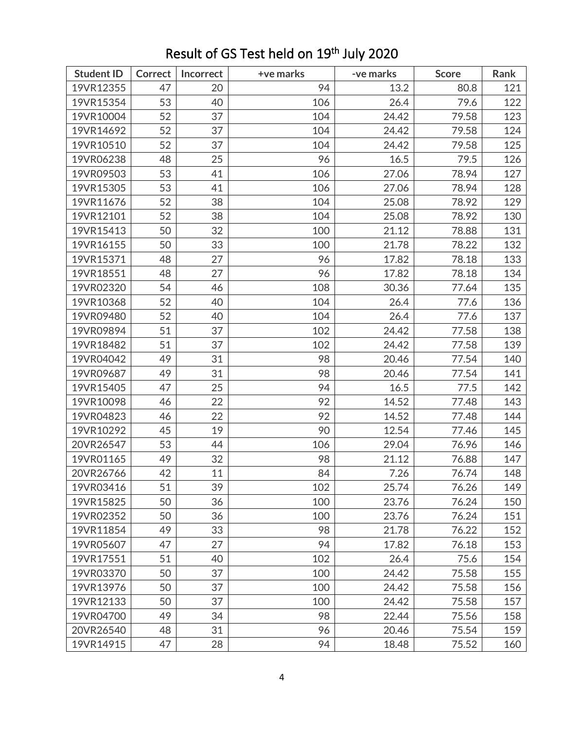# Result of GS Test held on 19th July 2020

| Student ID | Correct | Incorrect | +ve marks | -ve marks | Score | Rank |
|---|---|---|---|---|---|---|
| 19VR12355 | 47 | 20 | 94 | 13.2 | 80.8 | 121 |
| 19VR15354 | 53 | 40 | 106 | 26.4 | 79.6 | 122 |
| 19VR10004 | 52 | 37 | 104 | 24.42 | 79.58 | 123 |
| 19VR14692 | 52 | 37 | 104 | 24.42 | 79.58 | 124 |
| 19VR10510 | 52 | 37 | 104 | 24.42 | 79.58 | 125 |
| 19VR06238 | 48 | 25 | 96 | 16.5 | 79.5 | 126 |
| 19VR09503 | 53 | 41 | 106 | 27.06 | 78.94 | 127 |
| 19VR15305 | 53 | 41 | 106 | 27.06 | 78.94 | 128 |
| 19VR11676 | 52 | 38 | 104 | 25.08 | 78.92 | 129 |
| 19VR12101 | 52 | 38 | 104 | 25.08 | 78.92 | 130 |
| 19VR15413 | 50 | 32 | 100 | 21.12 | 78.88 | 131 |
| 19VR16155 | 50 | 33 | 100 | 21.78 | 78.22 | 132 |
| 19VR15371 | 48 | 27 | 96 | 17.82 | 78.18 | 133 |
| 19VR18551 | 48 | 27 | 96 | 17.82 | 78.18 | 134 |
| 19VR02320 | 54 | 46 | 108 | 30.36 | 77.64 | 135 |
| 19VR10368 | 52 | 40 | 104 | 26.4 | 77.6 | 136 |
| 19VR09480 | 52 | 40 | 104 | 26.4 | 77.6 | 137 |
| 19VR09894 | 51 | 37 | 102 | 24.42 | 77.58 | 138 |
| 19VR18482 | 51 | 37 | 102 | 24.42 | 77.58 | 139 |
| 19VR04042 | 49 | 31 | 98 | 20.46 | 77.54 | 140 |
| 19VR09687 | 49 | 31 | 98 | 20.46 | 77.54 | 141 |
| 19VR15405 | 47 | 25 | 94 | 16.5 | 77.5 | 142 |
| 19VR10098 | 46 | 22 | 92 | 14.52 | 77.48 | 143 |
| 19VR04823 | 46 | 22 | 92 | 14.52 | 77.48 | 144 |
| 19VR10292 | 45 | 19 | 90 | 12.54 | 77.46 | 145 |
| 20VR26547 | 53 | 44 | 106 | 29.04 | 76.96 | 146 |
| 19VR01165 | 49 | 32 | 98 | 21.12 | 76.88 | 147 |
| 20VR26766 | 42 | 11 | 84 | 7.26 | 76.74 | 148 |
| 19VR03416 | 51 | 39 | 102 | 25.74 | 76.26 | 149 |
| 19VR15825 | 50 | 36 | 100 | 23.76 | 76.24 | 150 |
| 19VR02352 | 50 | 36 | 100 | 23.76 | 76.24 | 151 |
| 19VR11854 | 49 | 33 | 98 | 21.78 | 76.22 | 152 |
| 19VR05607 | 47 | 27 | 94 | 17.82 | 76.18 | 153 |
| 19VR17551 | 51 | 40 | 102 | 26.4 | 75.6 | 154 |
| 19VR03370 | 50 | 37 | 100 | 24.42 | 75.58 | 155 |
| 19VR13976 | 50 | 37 | 100 | 24.42 | 75.58 | 156 |
| 19VR12133 | 50 | 37 | 100 | 24.42 | 75.58 | 157 |
| 19VR04700 | 49 | 34 | 98 | 22.44 | 75.56 | 158 |
| 20VR26540 | 48 | 31 | 96 | 20.46 | 75.54 | 159 |
| 19VR14915 | 47 | 28 | 94 | 18.48 | 75.52 | 160 |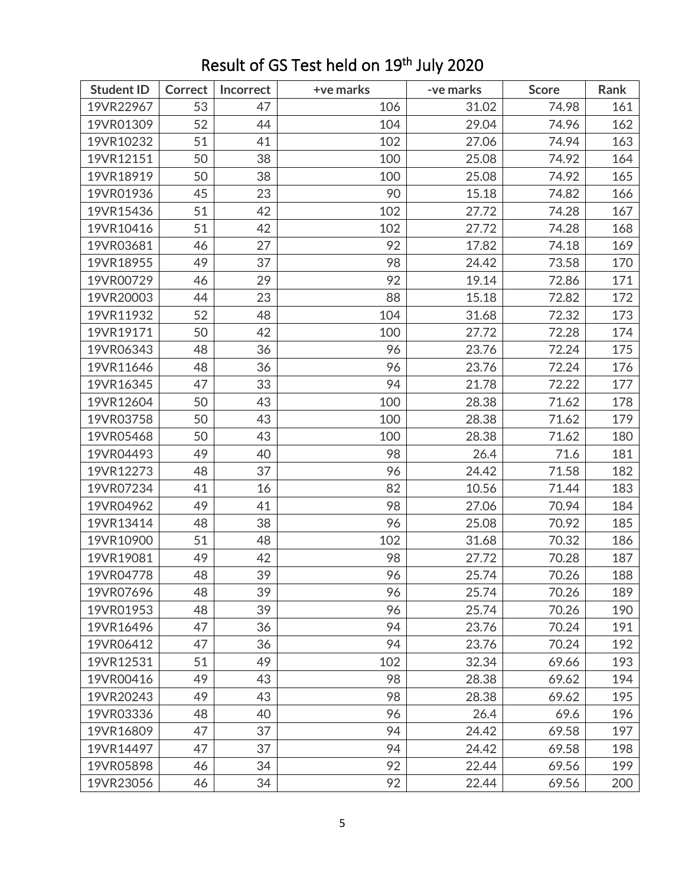# Result of GS Test held on 19th July 2020

| Student ID | Correct | Incorrect | +ve marks | -ve marks | Score | Rank |
|---|---|---|---|---|---|---|
| 19VR22967 | 53 | 47 | 106 | 31.02 | 74.98 | 161 |
| 19VR01309 | 52 | 44 | 104 | 29.04 | 74.96 | 162 |
| 19VR10232 | 51 | 41 | 102 | 27.06 | 74.94 | 163 |
| 19VR12151 | 50 | 38 | 100 | 25.08 | 74.92 | 164 |
| 19VR18919 | 50 | 38 | 100 | 25.08 | 74.92 | 165 |
| 19VR01936 | 45 | 23 | 90 | 15.18 | 74.82 | 166 |
| 19VR15436 | 51 | 42 | 102 | 27.72 | 74.28 | 167 |
| 19VR10416 | 51 | 42 | 102 | 27.72 | 74.28 | 168 |
| 19VR03681 | 46 | 27 | 92 | 17.82 | 74.18 | 169 |
| 19VR18955 | 49 | 37 | 98 | 24.42 | 73.58 | 170 |
| 19VR00729 | 46 | 29 | 92 | 19.14 | 72.86 | 171 |
| 19VR20003 | 44 | 23 | 88 | 15.18 | 72.82 | 172 |
| 19VR11932 | 52 | 48 | 104 | 31.68 | 72.32 | 173 |
| 19VR19171 | 50 | 42 | 100 | 27.72 | 72.28 | 174 |
| 19VR06343 | 48 | 36 | 96 | 23.76 | 72.24 | 175 |
| 19VR11646 | 48 | 36 | 96 | 23.76 | 72.24 | 176 |
| 19VR16345 | 47 | 33 | 94 | 21.78 | 72.22 | 177 |
| 19VR12604 | 50 | 43 | 100 | 28.38 | 71.62 | 178 |
| 19VR03758 | 50 | 43 | 100 | 28.38 | 71.62 | 179 |
| 19VR05468 | 50 | 43 | 100 | 28.38 | 71.62 | 180 |
| 19VR04493 | 49 | 40 | 98 | 26.4 | 71.6 | 181 |
| 19VR12273 | 48 | 37 | 96 | 24.42 | 71.58 | 182 |
| 19VR07234 | 41 | 16 | 82 | 10.56 | 71.44 | 183 |
| 19VR04962 | 49 | 41 | 98 | 27.06 | 70.94 | 184 |
| 19VR13414 | 48 | 38 | 96 | 25.08 | 70.92 | 185 |
| 19VR10900 | 51 | 48 | 102 | 31.68 | 70.32 | 186 |
| 19VR19081 | 49 | 42 | 98 | 27.72 | 70.28 | 187 |
| 19VR04778 | 48 | 39 | 96 | 25.74 | 70.26 | 188 |
| 19VR07696 | 48 | 39 | 96 | 25.74 | 70.26 | 189 |
| 19VR01953 | 48 | 39 | 96 | 25.74 | 70.26 | 190 |
| 19VR16496 | 47 | 36 | 94 | 23.76 | 70.24 | 191 |
| 19VR06412 | 47 | 36 | 94 | 23.76 | 70.24 | 192 |
| 19VR12531 | 51 | 49 | 102 | 32.34 | 69.66 | 193 |
| 19VR00416 | 49 | 43 | 98 | 28.38 | 69.62 | 194 |
| 19VR20243 | 49 | 43 | 98 | 28.38 | 69.62 | 195 |
| 19VR03336 | 48 | 40 | 96 | 26.4 | 69.6 | 196 |
| 19VR16809 | 47 | 37 | 94 | 24.42 | 69.58 | 197 |
| 19VR14497 | 47 | 37 | 94 | 24.42 | 69.58 | 198 |
| 19VR05898 | 46 | 34 | 92 | 22.44 | 69.56 | 199 |
| 19VR23056 | 46 | 34 | 92 | 22.44 | 69.56 | 200 |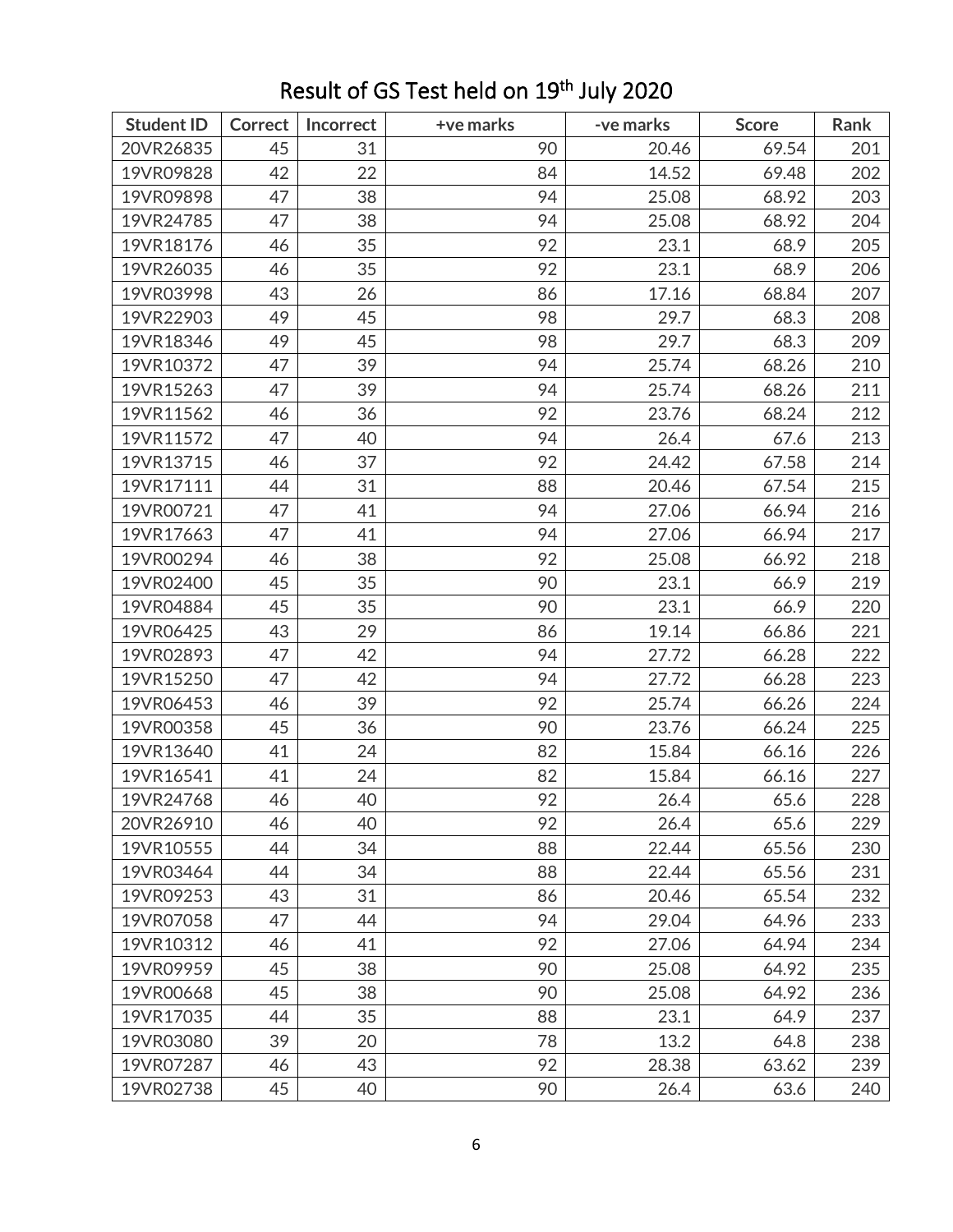# Result of GS Test held on 19th July 2020

| Student ID | Correct | Incorrect | +ve marks | -ve marks | Score | Rank |
|---|---|---|---|---|---|---|
| 20VR26835 | 45 | 31 | 90 | 20.46 | 69.54 | 201 |
| 19VR09828 | 42 | 22 | 84 | 14.52 | 69.48 | 202 |
| 19VR09898 | 47 | 38 | 94 | 25.08 | 68.92 | 203 |
| 19VR24785 | 47 | 38 | 94 | 25.08 | 68.92 | 204 |
| 19VR18176 | 46 | 35 | 92 | 23.1 | 68.9 | 205 |
| 19VR26035 | 46 | 35 | 92 | 23.1 | 68.9 | 206 |
| 19VR03998 | 43 | 26 | 86 | 17.16 | 68.84 | 207 |
| 19VR22903 | 49 | 45 | 98 | 29.7 | 68.3 | 208 |
| 19VR18346 | 49 | 45 | 98 | 29.7 | 68.3 | 209 |
| 19VR10372 | 47 | 39 | 94 | 25.74 | 68.26 | 210 |
| 19VR15263 | 47 | 39 | 94 | 25.74 | 68.26 | 211 |
| 19VR11562 | 46 | 36 | 92 | 23.76 | 68.24 | 212 |
| 19VR11572 | 47 | 40 | 94 | 26.4 | 67.6 | 213 |
| 19VR13715 | 46 | 37 | 92 | 24.42 | 67.58 | 214 |
| 19VR17111 | 44 | 31 | 88 | 20.46 | 67.54 | 215 |
| 19VR00721 | 47 | 41 | 94 | 27.06 | 66.94 | 216 |
| 19VR17663 | 47 | 41 | 94 | 27.06 | 66.94 | 217 |
| 19VR00294 | 46 | 38 | 92 | 25.08 | 66.92 | 218 |
| 19VR02400 | 45 | 35 | 90 | 23.1 | 66.9 | 219 |
| 19VR04884 | 45 | 35 | 90 | 23.1 | 66.9 | 220 |
| 19VR06425 | 43 | 29 | 86 | 19.14 | 66.86 | 221 |
| 19VR02893 | 47 | 42 | 94 | 27.72 | 66.28 | 222 |
| 19VR15250 | 47 | 42 | 94 | 27.72 | 66.28 | 223 |
| 19VR06453 | 46 | 39 | 92 | 25.74 | 66.26 | 224 |
| 19VR00358 | 45 | 36 | 90 | 23.76 | 66.24 | 225 |
| 19VR13640 | 41 | 24 | 82 | 15.84 | 66.16 | 226 |
| 19VR16541 | 41 | 24 | 82 | 15.84 | 66.16 | 227 |
| 19VR24768 | 46 | 40 | 92 | 26.4 | 65.6 | 228 |
| 20VR26910 | 46 | 40 | 92 | 26.4 | 65.6 | 229 |
| 19VR10555 | 44 | 34 | 88 | 22.44 | 65.56 | 230 |
| 19VR03464 | 44 | 34 | 88 | 22.44 | 65.56 | 231 |
| 19VR09253 | 43 | 31 | 86 | 20.46 | 65.54 | 232 |
| 19VR07058 | 47 | 44 | 94 | 29.04 | 64.96 | 233 |
| 19VR10312 | 46 | 41 | 92 | 27.06 | 64.94 | 234 |
| 19VR09959 | 45 | 38 | 90 | 25.08 | 64.92 | 235 |
| 19VR00668 | 45 | 38 | 90 | 25.08 | 64.92 | 236 |
| 19VR17035 | 44 | 35 | 88 | 23.1 | 64.9 | 237 |
| 19VR03080 | 39 | 20 | 78 | 13.2 | 64.8 | 238 |
| 19VR07287 | 46 | 43 | 92 | 28.38 | 63.62 | 239 |
| 19VR02738 | 45 | 40 | 90 | 26.4 | 63.6 | 240 |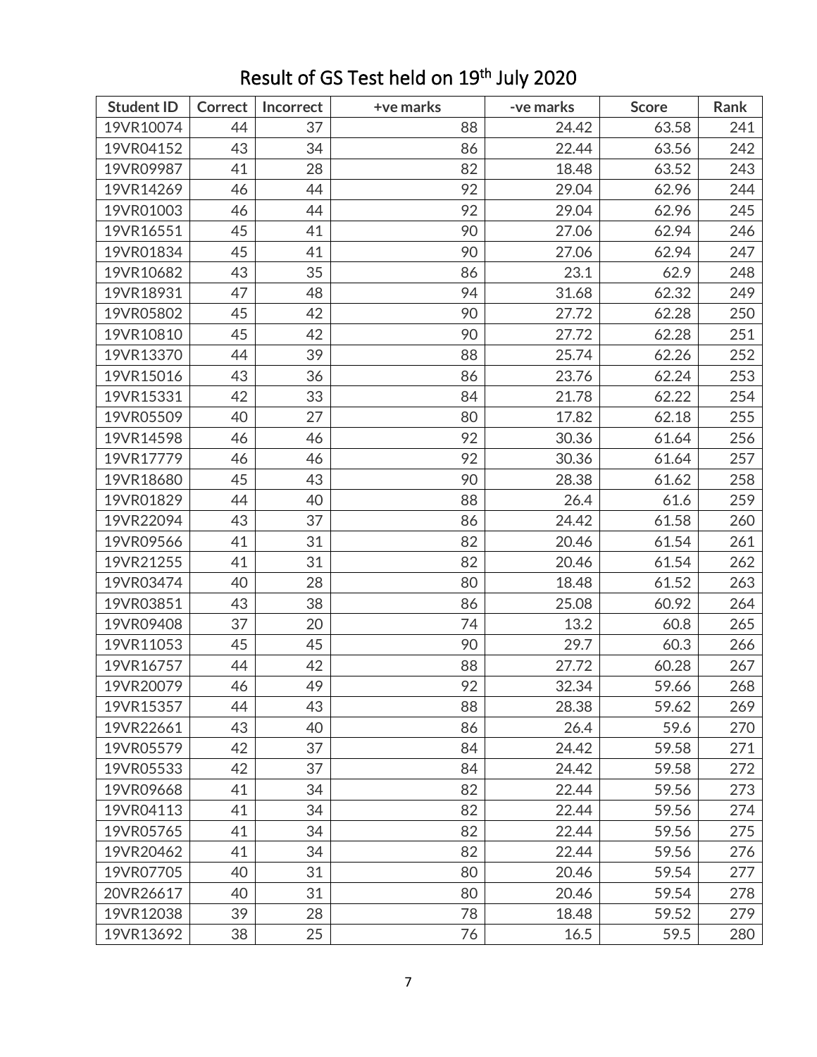# Result of GS Test held on 19th July 2020

| Student ID | Correct | Incorrect | +ve marks | -ve marks | Score | Rank |
|---|---|---|---|---|---|---|
| 19VR10074 | 44 | 37 | 88 | 24.42 | 63.58 | 241 |
| 19VR04152 | 43 | 34 | 86 | 22.44 | 63.56 | 242 |
| 19VR09987 | 41 | 28 | 82 | 18.48 | 63.52 | 243 |
| 19VR14269 | 46 | 44 | 92 | 29.04 | 62.96 | 244 |
| 19VR01003 | 46 | 44 | 92 | 29.04 | 62.96 | 245 |
| 19VR16551 | 45 | 41 | 90 | 27.06 | 62.94 | 246 |
| 19VR01834 | 45 | 41 | 90 | 27.06 | 62.94 | 247 |
| 19VR10682 | 43 | 35 | 86 | 23.1 | 62.9 | 248 |
| 19VR18931 | 47 | 48 | 94 | 31.68 | 62.32 | 249 |
| 19VR05802 | 45 | 42 | 90 | 27.72 | 62.28 | 250 |
| 19VR10810 | 45 | 42 | 90 | 27.72 | 62.28 | 251 |
| 19VR13370 | 44 | 39 | 88 | 25.74 | 62.26 | 252 |
| 19VR15016 | 43 | 36 | 86 | 23.76 | 62.24 | 253 |
| 19VR15331 | 42 | 33 | 84 | 21.78 | 62.22 | 254 |
| 19VR05509 | 40 | 27 | 80 | 17.82 | 62.18 | 255 |
| 19VR14598 | 46 | 46 | 92 | 30.36 | 61.64 | 256 |
| 19VR17779 | 46 | 46 | 92 | 30.36 | 61.64 | 257 |
| 19VR18680 | 45 | 43 | 90 | 28.38 | 61.62 | 258 |
| 19VR01829 | 44 | 40 | 88 | 26.4 | 61.6 | 259 |
| 19VR22094 | 43 | 37 | 86 | 24.42 | 61.58 | 260 |
| 19VR09566 | 41 | 31 | 82 | 20.46 | 61.54 | 261 |
| 19VR21255 | 41 | 31 | 82 | 20.46 | 61.54 | 262 |
| 19VR03474 | 40 | 28 | 80 | 18.48 | 61.52 | 263 |
| 19VR03851 | 43 | 38 | 86 | 25.08 | 60.92 | 264 |
| 19VR09408 | 37 | 20 | 74 | 13.2 | 60.8 | 265 |
| 19VR11053 | 45 | 45 | 90 | 29.7 | 60.3 | 266 |
| 19VR16757 | 44 | 42 | 88 | 27.72 | 60.28 | 267 |
| 19VR20079 | 46 | 49 | 92 | 32.34 | 59.66 | 268 |
| 19VR15357 | 44 | 43 | 88 | 28.38 | 59.62 | 269 |
| 19VR22661 | 43 | 40 | 86 | 26.4 | 59.6 | 270 |
| 19VR05579 | 42 | 37 | 84 | 24.42 | 59.58 | 271 |
| 19VR05533 | 42 | 37 | 84 | 24.42 | 59.58 | 272 |
| 19VR09668 | 41 | 34 | 82 | 22.44 | 59.56 | 273 |
| 19VR04113 | 41 | 34 | 82 | 22.44 | 59.56 | 274 |
| 19VR05765 | 41 | 34 | 82 | 22.44 | 59.56 | 275 |
| 19VR20462 | 41 | 34 | 82 | 22.44 | 59.56 | 276 |
| 19VR07705 | 40 | 31 | 80 | 20.46 | 59.54 | 277 |
| 20VR26617 | 40 | 31 | 80 | 20.46 | 59.54 | 278 |
| 19VR12038 | 39 | 28 | 78 | 18.48 | 59.52 | 279 |
| 19VR13692 | 38 | 25 | 76 | 16.5 | 59.5 | 280 |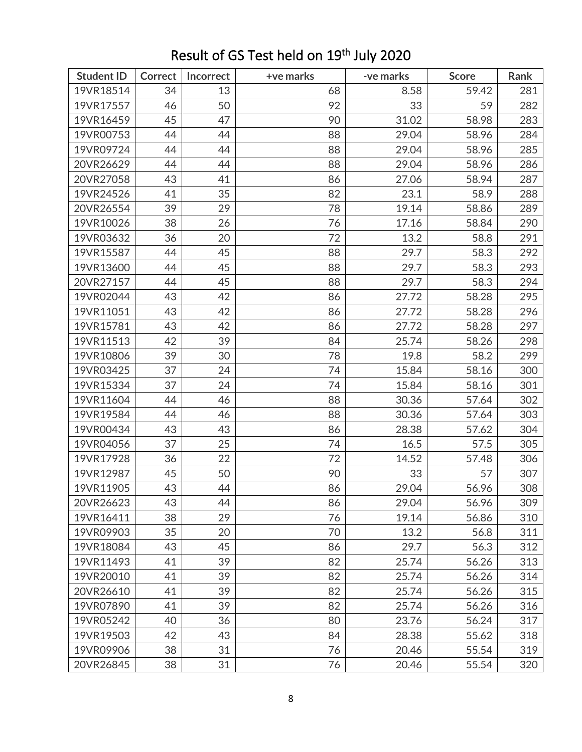# Result of GS Test held on 19th July 2020

| Student ID | Correct | Incorrect | +ve marks | -ve marks | Score | Rank |
|---|---|---|---|---|---|---|
| 19VR18514 | 34 | 13 | 68 | 8.58 | 59.42 | 281 |
| 19VR17557 | 46 | 50 | 92 | 33 | 59 | 282 |
| 19VR16459 | 45 | 47 | 90 | 31.02 | 58.98 | 283 |
| 19VR00753 | 44 | 44 | 88 | 29.04 | 58.96 | 284 |
| 19VR09724 | 44 | 44 | 88 | 29.04 | 58.96 | 285 |
| 20VR26629 | 44 | 44 | 88 | 29.04 | 58.96 | 286 |
| 20VR27058 | 43 | 41 | 86 | 27.06 | 58.94 | 287 |
| 19VR24526 | 41 | 35 | 82 | 23.1 | 58.9 | 288 |
| 20VR26554 | 39 | 29 | 78 | 19.14 | 58.86 | 289 |
| 19VR10026 | 38 | 26 | 76 | 17.16 | 58.84 | 290 |
| 19VR03632 | 36 | 20 | 72 | 13.2 | 58.8 | 291 |
| 19VR15587 | 44 | 45 | 88 | 29.7 | 58.3 | 292 |
| 19VR13600 | 44 | 45 | 88 | 29.7 | 58.3 | 293 |
| 20VR27157 | 44 | 45 | 88 | 29.7 | 58.3 | 294 |
| 19VR02044 | 43 | 42 | 86 | 27.72 | 58.28 | 295 |
| 19VR11051 | 43 | 42 | 86 | 27.72 | 58.28 | 296 |
| 19VR15781 | 43 | 42 | 86 | 27.72 | 58.28 | 297 |
| 19VR11513 | 42 | 39 | 84 | 25.74 | 58.26 | 298 |
| 19VR10806 | 39 | 30 | 78 | 19.8 | 58.2 | 299 |
| 19VR03425 | 37 | 24 | 74 | 15.84 | 58.16 | 300 |
| 19VR15334 | 37 | 24 | 74 | 15.84 | 58.16 | 301 |
| 19VR11604 | 44 | 46 | 88 | 30.36 | 57.64 | 302 |
| 19VR19584 | 44 | 46 | 88 | 30.36 | 57.64 | 303 |
| 19VR00434 | 43 | 43 | 86 | 28.38 | 57.62 | 304 |
| 19VR04056 | 37 | 25 | 74 | 16.5 | 57.5 | 305 |
| 19VR17928 | 36 | 22 | 72 | 14.52 | 57.48 | 306 |
| 19VR12987 | 45 | 50 | 90 | 33 | 57 | 307 |
| 19VR11905 | 43 | 44 | 86 | 29.04 | 56.96 | 308 |
| 20VR26623 | 43 | 44 | 86 | 29.04 | 56.96 | 309 |
| 19VR16411 | 38 | 29 | 76 | 19.14 | 56.86 | 310 |
| 19VR09903 | 35 | 20 | 70 | 13.2 | 56.8 | 311 |
| 19VR18084 | 43 | 45 | 86 | 29.7 | 56.3 | 312 |
| 19VR11493 | 41 | 39 | 82 | 25.74 | 56.26 | 313 |
| 19VR20010 | 41 | 39 | 82 | 25.74 | 56.26 | 314 |
| 20VR26610 | 41 | 39 | 82 | 25.74 | 56.26 | 315 |
| 19VR07890 | 41 | 39 | 82 | 25.74 | 56.26 | 316 |
| 19VR05242 | 40 | 36 | 80 | 23.76 | 56.24 | 317 |
| 19VR19503 | 42 | 43 | 84 | 28.38 | 55.62 | 318 |
| 19VR09906 | 38 | 31 | 76 | 20.46 | 55.54 | 319 |
| 20VR26845 | 38 | 31 | 76 | 20.46 | 55.54 | 320 |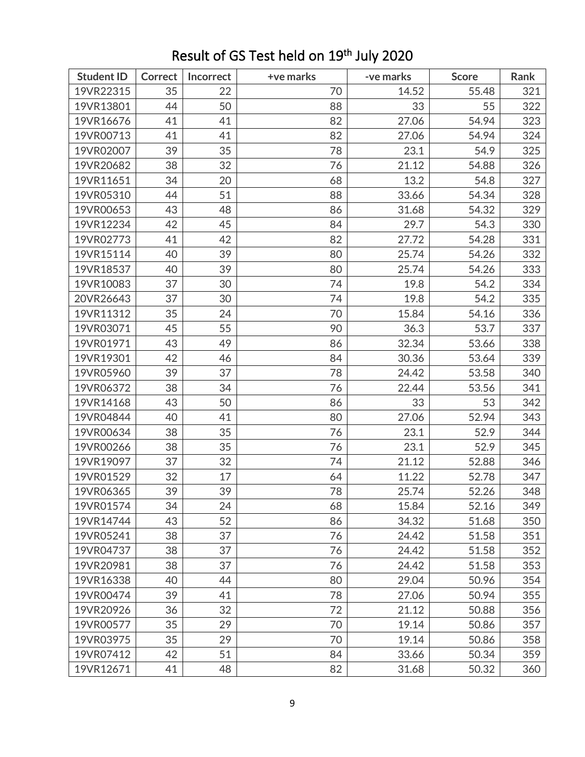# Result of GS Test held on 19th July 2020

| Student ID | Correct | Incorrect | +ve marks | -ve marks | Score | Rank |
|---|---|---|---|---|---|---|
| 19VR22315 | 35 | 22 | 70 | 14.52 | 55.48 | 321 |
| 19VR13801 | 44 | 50 | 88 | 33 | 55 | 322 |
| 19VR16676 | 41 | 41 | 82 | 27.06 | 54.94 | 323 |
| 19VR00713 | 41 | 41 | 82 | 27.06 | 54.94 | 324 |
| 19VR02007 | 39 | 35 | 78 | 23.1 | 54.9 | 325 |
| 19VR20682 | 38 | 32 | 76 | 21.12 | 54.88 | 326 |
| 19VR11651 | 34 | 20 | 68 | 13.2 | 54.8 | 327 |
| 19VR05310 | 44 | 51 | 88 | 33.66 | 54.34 | 328 |
| 19VR00653 | 43 | 48 | 86 | 31.68 | 54.32 | 329 |
| 19VR12234 | 42 | 45 | 84 | 29.7 | 54.3 | 330 |
| 19VR02773 | 41 | 42 | 82 | 27.72 | 54.28 | 331 |
| 19VR15114 | 40 | 39 | 80 | 25.74 | 54.26 | 332 |
| 19VR18537 | 40 | 39 | 80 | 25.74 | 54.26 | 333 |
| 19VR10083 | 37 | 30 | 74 | 19.8 | 54.2 | 334 |
| 20VR26643 | 37 | 30 | 74 | 19.8 | 54.2 | 335 |
| 19VR11312 | 35 | 24 | 70 | 15.84 | 54.16 | 336 |
| 19VR03071 | 45 | 55 | 90 | 36.3 | 53.7 | 337 |
| 19VR01971 | 43 | 49 | 86 | 32.34 | 53.66 | 338 |
| 19VR19301 | 42 | 46 | 84 | 30.36 | 53.64 | 339 |
| 19VR05960 | 39 | 37 | 78 | 24.42 | 53.58 | 340 |
| 19VR06372 | 38 | 34 | 76 | 22.44 | 53.56 | 341 |
| 19VR14168 | 43 | 50 | 86 | 33 | 53 | 342 |
| 19VR04844 | 40 | 41 | 80 | 27.06 | 52.94 | 343 |
| 19VR00634 | 38 | 35 | 76 | 23.1 | 52.9 | 344 |
| 19VR00266 | 38 | 35 | 76 | 23.1 | 52.9 | 345 |
| 19VR19097 | 37 | 32 | 74 | 21.12 | 52.88 | 346 |
| 19VR01529 | 32 | 17 | 64 | 11.22 | 52.78 | 347 |
| 19VR06365 | 39 | 39 | 78 | 25.74 | 52.26 | 348 |
| 19VR01574 | 34 | 24 | 68 | 15.84 | 52.16 | 349 |
| 19VR14744 | 43 | 52 | 86 | 34.32 | 51.68 | 350 |
| 19VR05241 | 38 | 37 | 76 | 24.42 | 51.58 | 351 |
| 19VR04737 | 38 | 37 | 76 | 24.42 | 51.58 | 352 |
| 19VR20981 | 38 | 37 | 76 | 24.42 | 51.58 | 353 |
| 19VR16338 | 40 | 44 | 80 | 29.04 | 50.96 | 354 |
| 19VR00474 | 39 | 41 | 78 | 27.06 | 50.94 | 355 |
| 19VR20926 | 36 | 32 | 72 | 21.12 | 50.88 | 356 |
| 19VR00577 | 35 | 29 | 70 | 19.14 | 50.86 | 357 |
| 19VR03975 | 35 | 29 | 70 | 19.14 | 50.86 | 358 |
| 19VR07412 | 42 | 51 | 84 | 33.66 | 50.34 | 359 |
| 19VR12671 | 41 | 48 | 82 | 31.68 | 50.32 | 360 |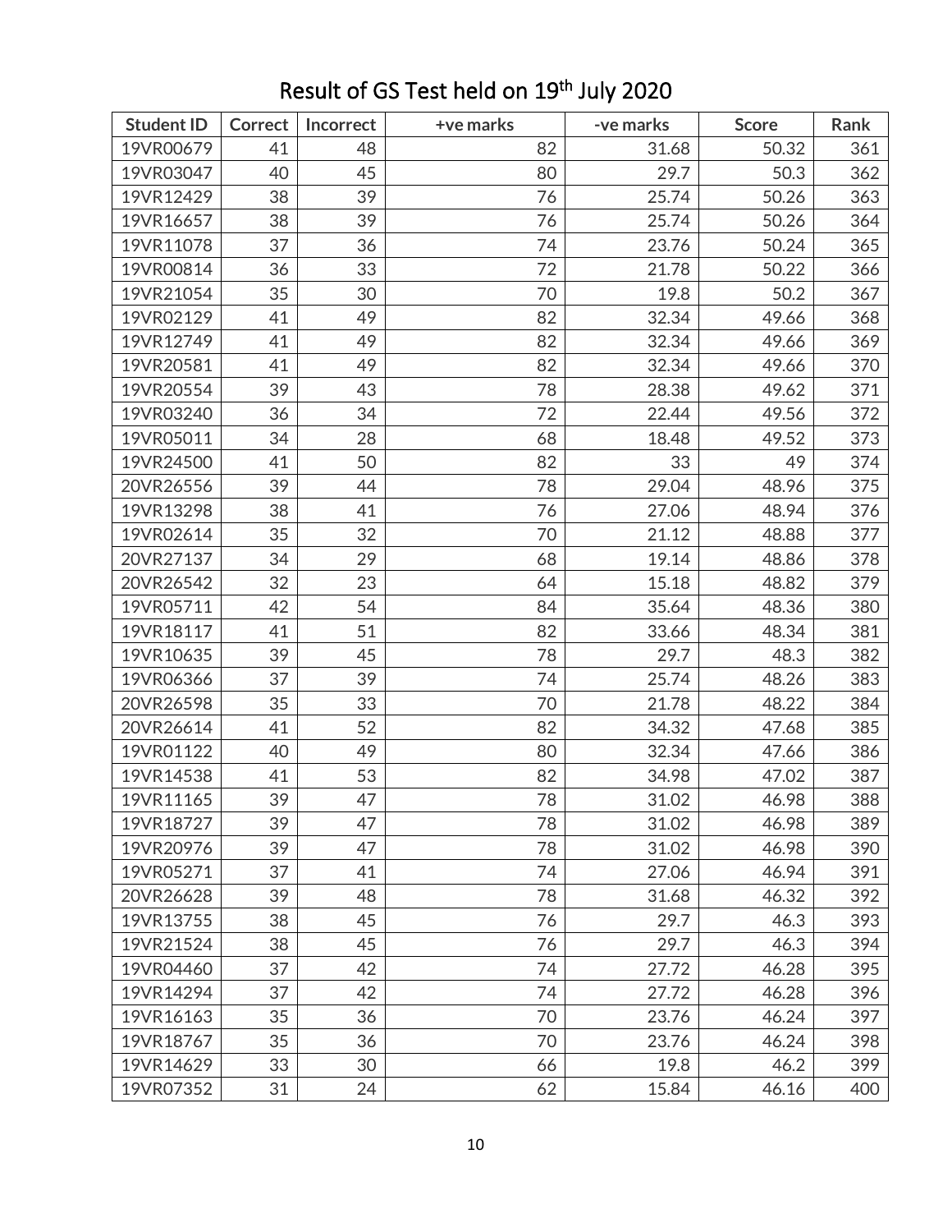# Result of GS Test held on 19th July 2020

| Student ID | Correct | Incorrect | +ve marks | -ve marks | Score | Rank |
|---|---|---|---|---|---|---|
| 19VR00679 | 41 | 48 | 82 | 31.68 | 50.32 | 361 |
| 19VR03047 | 40 | 45 | 80 | 29.7 | 50.3 | 362 |
| 19VR12429 | 38 | 39 | 76 | 25.74 | 50.26 | 363 |
| 19VR16657 | 38 | 39 | 76 | 25.74 | 50.26 | 364 |
| 19VR11078 | 37 | 36 | 74 | 23.76 | 50.24 | 365 |
| 19VR00814 | 36 | 33 | 72 | 21.78 | 50.22 | 366 |
| 19VR21054 | 35 | 30 | 70 | 19.8 | 50.2 | 367 |
| 19VR02129 | 41 | 49 | 82 | 32.34 | 49.66 | 368 |
| 19VR12749 | 41 | 49 | 82 | 32.34 | 49.66 | 369 |
| 19VR20581 | 41 | 49 | 82 | 32.34 | 49.66 | 370 |
| 19VR20554 | 39 | 43 | 78 | 28.38 | 49.62 | 371 |
| 19VR03240 | 36 | 34 | 72 | 22.44 | 49.56 | 372 |
| 19VR05011 | 34 | 28 | 68 | 18.48 | 49.52 | 373 |
| 19VR24500 | 41 | 50 | 82 | 33 | 49 | 374 |
| 20VR26556 | 39 | 44 | 78 | 29.04 | 48.96 | 375 |
| 19VR13298 | 38 | 41 | 76 | 27.06 | 48.94 | 376 |
| 19VR02614 | 35 | 32 | 70 | 21.12 | 48.88 | 377 |
| 20VR27137 | 34 | 29 | 68 | 19.14 | 48.86 | 378 |
| 20VR26542 | 32 | 23 | 64 | 15.18 | 48.82 | 379 |
| 19VR05711 | 42 | 54 | 84 | 35.64 | 48.36 | 380 |
| 19VR18117 | 41 | 51 | 82 | 33.66 | 48.34 | 381 |
| 19VR10635 | 39 | 45 | 78 | 29.7 | 48.3 | 382 |
| 19VR06366 | 37 | 39 | 74 | 25.74 | 48.26 | 383 |
| 20VR26598 | 35 | 33 | 70 | 21.78 | 48.22 | 384 |
| 20VR26614 | 41 | 52 | 82 | 34.32 | 47.68 | 385 |
| 19VR01122 | 40 | 49 | 80 | 32.34 | 47.66 | 386 |
| 19VR14538 | 41 | 53 | 82 | 34.98 | 47.02 | 387 |
| 19VR11165 | 39 | 47 | 78 | 31.02 | 46.98 | 388 |
| 19VR18727 | 39 | 47 | 78 | 31.02 | 46.98 | 389 |
| 19VR20976 | 39 | 47 | 78 | 31.02 | 46.98 | 390 |
| 19VR05271 | 37 | 41 | 74 | 27.06 | 46.94 | 391 |
| 20VR26628 | 39 | 48 | 78 | 31.68 | 46.32 | 392 |
| 19VR13755 | 38 | 45 | 76 | 29.7 | 46.3 | 393 |
| 19VR21524 | 38 | 45 | 76 | 29.7 | 46.3 | 394 |
| 19VR04460 | 37 | 42 | 74 | 27.72 | 46.28 | 395 |
| 19VR14294 | 37 | 42 | 74 | 27.72 | 46.28 | 396 |
| 19VR16163 | 35 | 36 | 70 | 23.76 | 46.24 | 397 |
| 19VR18767 | 35 | 36 | 70 | 23.76 | 46.24 | 398 |
| 19VR14629 | 33 | 30 | 66 | 19.8 | 46.2 | 399 |
| 19VR07352 | 31 | 24 | 62 | 15.84 | 46.16 | 400 |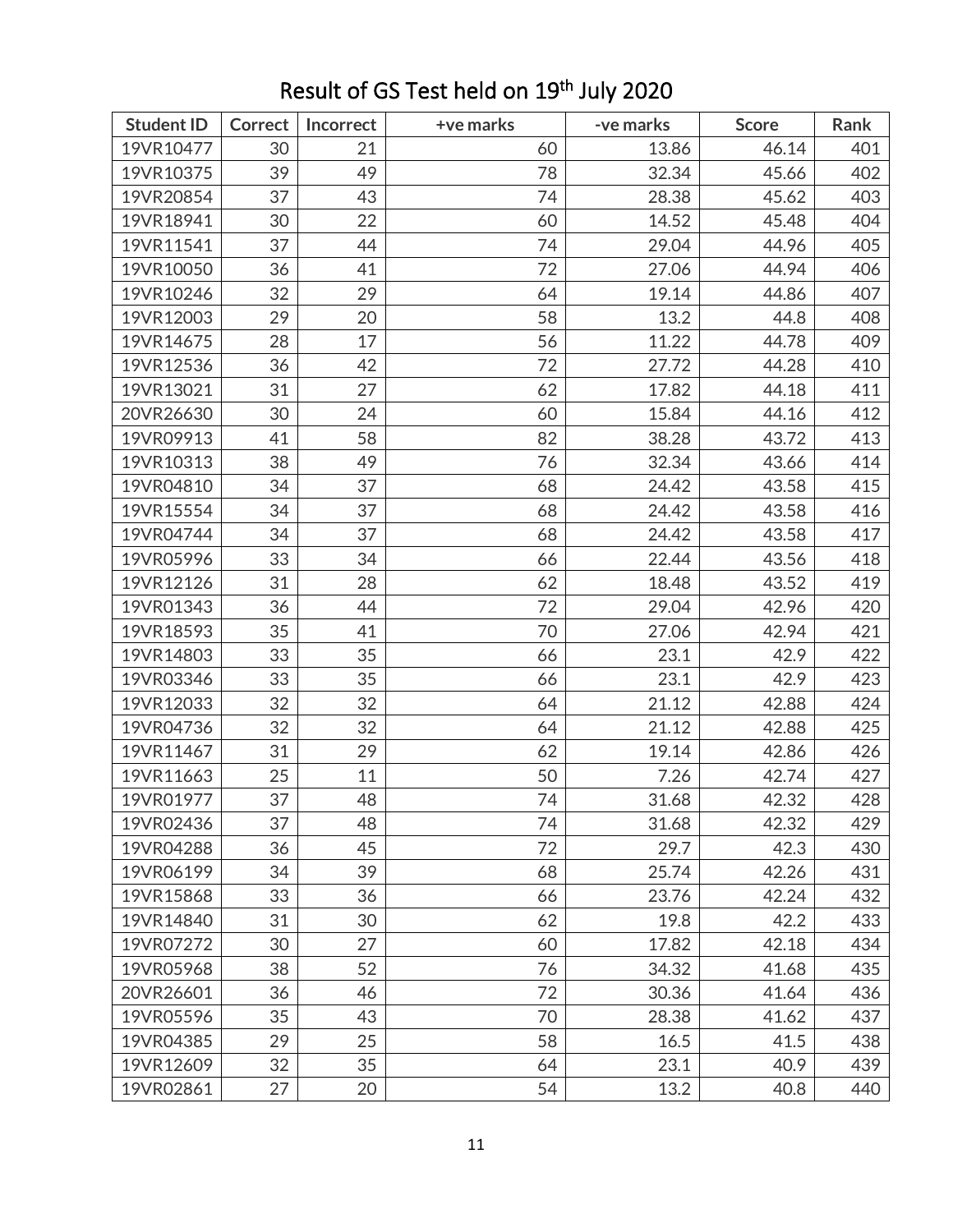# Result of GS Test held on 19th July 2020

| Student ID | Correct | Incorrect | +ve marks | -ve marks | Score | Rank |
|---|---|---|---|---|---|---|
| 19VR10477 | 30 | 21 | 60 | 13.86 | 46.14 | 401 |
| 19VR10375 | 39 | 49 | 78 | 32.34 | 45.66 | 402 |
| 19VR20854 | 37 | 43 | 74 | 28.38 | 45.62 | 403 |
| 19VR18941 | 30 | 22 | 60 | 14.52 | 45.48 | 404 |
| 19VR11541 | 37 | 44 | 74 | 29.04 | 44.96 | 405 |
| 19VR10050 | 36 | 41 | 72 | 27.06 | 44.94 | 406 |
| 19VR10246 | 32 | 29 | 64 | 19.14 | 44.86 | 407 |
| 19VR12003 | 29 | 20 | 58 | 13.2 | 44.8 | 408 |
| 19VR14675 | 28 | 17 | 56 | 11.22 | 44.78 | 409 |
| 19VR12536 | 36 | 42 | 72 | 27.72 | 44.28 | 410 |
| 19VR13021 | 31 | 27 | 62 | 17.82 | 44.18 | 411 |
| 20VR26630 | 30 | 24 | 60 | 15.84 | 44.16 | 412 |
| 19VR09913 | 41 | 58 | 82 | 38.28 | 43.72 | 413 |
| 19VR10313 | 38 | 49 | 76 | 32.34 | 43.66 | 414 |
| 19VR04810 | 34 | 37 | 68 | 24.42 | 43.58 | 415 |
| 19VR15554 | 34 | 37 | 68 | 24.42 | 43.58 | 416 |
| 19VR04744 | 34 | 37 | 68 | 24.42 | 43.58 | 417 |
| 19VR05996 | 33 | 34 | 66 | 22.44 | 43.56 | 418 |
| 19VR12126 | 31 | 28 | 62 | 18.48 | 43.52 | 419 |
| 19VR01343 | 36 | 44 | 72 | 29.04 | 42.96 | 420 |
| 19VR18593 | 35 | 41 | 70 | 27.06 | 42.94 | 421 |
| 19VR14803 | 33 | 35 | 66 | 23.1 | 42.9 | 422 |
| 19VR03346 | 33 | 35 | 66 | 23.1 | 42.9 | 423 |
| 19VR12033 | 32 | 32 | 64 | 21.12 | 42.88 | 424 |
| 19VR04736 | 32 | 32 | 64 | 21.12 | 42.88 | 425 |
| 19VR11467 | 31 | 29 | 62 | 19.14 | 42.86 | 426 |
| 19VR11663 | 25 | 11 | 50 | 7.26 | 42.74 | 427 |
| 19VR01977 | 37 | 48 | 74 | 31.68 | 42.32 | 428 |
| 19VR02436 | 37 | 48 | 74 | 31.68 | 42.32 | 429 |
| 19VR04288 | 36 | 45 | 72 | 29.7 | 42.3 | 430 |
| 19VR06199 | 34 | 39 | 68 | 25.74 | 42.26 | 431 |
| 19VR15868 | 33 | 36 | 66 | 23.76 | 42.24 | 432 |
| 19VR14840 | 31 | 30 | 62 | 19.8 | 42.2 | 433 |
| 19VR07272 | 30 | 27 | 60 | 17.82 | 42.18 | 434 |
| 19VR05968 | 38 | 52 | 76 | 34.32 | 41.68 | 435 |
| 20VR26601 | 36 | 46 | 72 | 30.36 | 41.64 | 436 |
| 19VR05596 | 35 | 43 | 70 | 28.38 | 41.62 | 437 |
| 19VR04385 | 29 | 25 | 58 | 16.5 | 41.5 | 438 |
| 19VR12609 | 32 | 35 | 64 | 23.1 | 40.9 | 439 |
| 19VR02861 | 27 | 20 | 54 | 13.2 | 40.8 | 440 |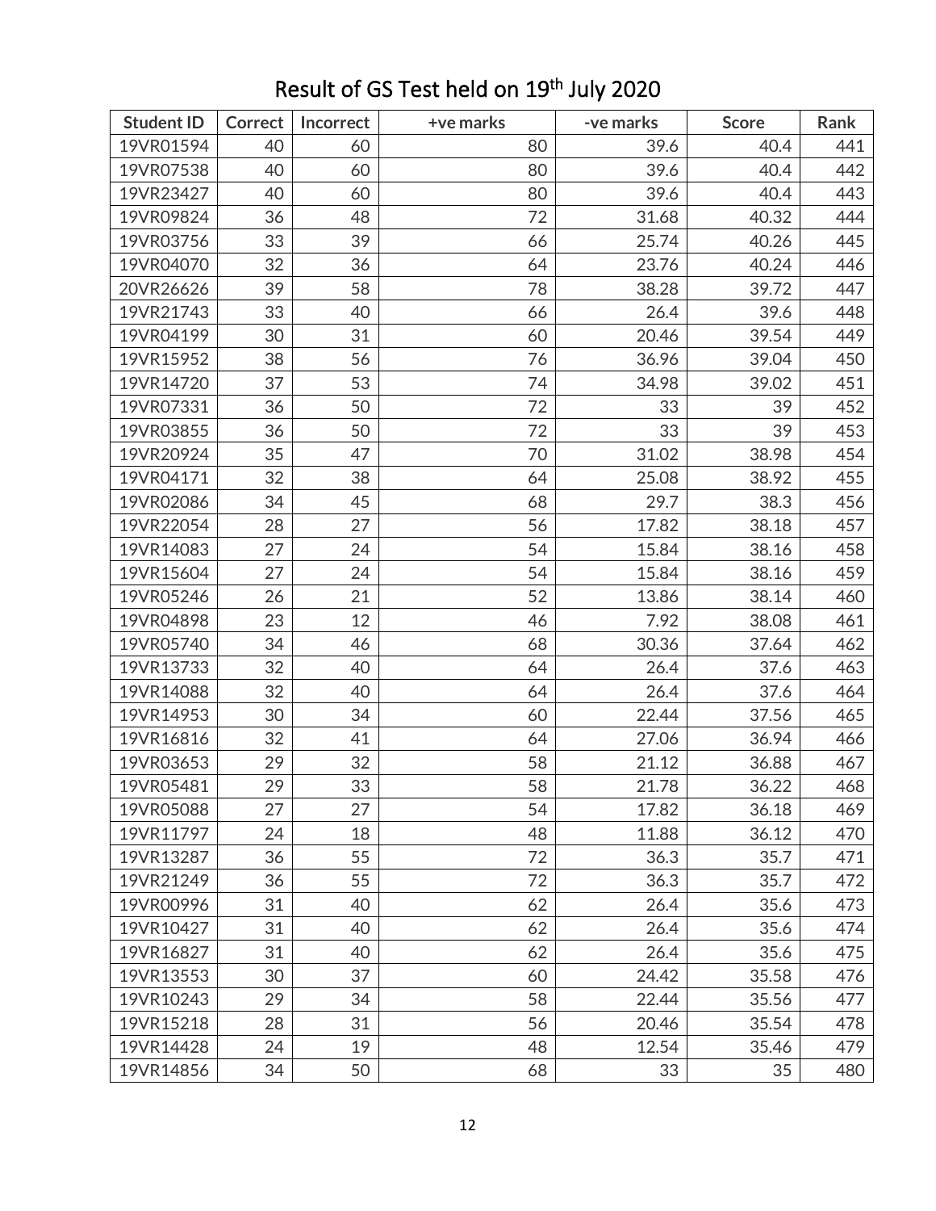# Result of GS Test held on 19th July 2020

| Student ID | Correct | Incorrect | +ve marks | -ve marks | Score | Rank |
|---|---|---|---|---|---|---|
| 19VR01594 | 40 | 60 | 80 | 39.6 | 40.4 | 441 |
| 19VR07538 | 40 | 60 | 80 | 39.6 | 40.4 | 442 |
| 19VR23427 | 40 | 60 | 80 | 39.6 | 40.4 | 443 |
| 19VR09824 | 36 | 48 | 72 | 31.68 | 40.32 | 444 |
| 19VR03756 | 33 | 39 | 66 | 25.74 | 40.26 | 445 |
| 19VR04070 | 32 | 36 | 64 | 23.76 | 40.24 | 446 |
| 20VR26626 | 39 | 58 | 78 | 38.28 | 39.72 | 447 |
| 19VR21743 | 33 | 40 | 66 | 26.4 | 39.6 | 448 |
| 19VR04199 | 30 | 31 | 60 | 20.46 | 39.54 | 449 |
| 19VR15952 | 38 | 56 | 76 | 36.96 | 39.04 | 450 |
| 19VR14720 | 37 | 53 | 74 | 34.98 | 39.02 | 451 |
| 19VR07331 | 36 | 50 | 72 | 33 | 39 | 452 |
| 19VR03855 | 36 | 50 | 72 | 33 | 39 | 453 |
| 19VR20924 | 35 | 47 | 70 | 31.02 | 38.98 | 454 |
| 19VR04171 | 32 | 38 | 64 | 25.08 | 38.92 | 455 |
| 19VR02086 | 34 | 45 | 68 | 29.7 | 38.3 | 456 |
| 19VR22054 | 28 | 27 | 56 | 17.82 | 38.18 | 457 |
| 19VR14083 | 27 | 24 | 54 | 15.84 | 38.16 | 458 |
| 19VR15604 | 27 | 24 | 54 | 15.84 | 38.16 | 459 |
| 19VR05246 | 26 | 21 | 52 | 13.86 | 38.14 | 460 |
| 19VR04898 | 23 | 12 | 46 | 7.92 | 38.08 | 461 |
| 19VR05740 | 34 | 46 | 68 | 30.36 | 37.64 | 462 |
| 19VR13733 | 32 | 40 | 64 | 26.4 | 37.6 | 463 |
| 19VR14088 | 32 | 40 | 64 | 26.4 | 37.6 | 464 |
| 19VR14953 | 30 | 34 | 60 | 22.44 | 37.56 | 465 |
| 19VR16816 | 32 | 41 | 64 | 27.06 | 36.94 | 466 |
| 19VR03653 | 29 | 32 | 58 | 21.12 | 36.88 | 467 |
| 19VR05481 | 29 | 33 | 58 | 21.78 | 36.22 | 468 |
| 19VR05088 | 27 | 27 | 54 | 17.82 | 36.18 | 469 |
| 19VR11797 | 24 | 18 | 48 | 11.88 | 36.12 | 470 |
| 19VR13287 | 36 | 55 | 72 | 36.3 | 35.7 | 471 |
| 19VR21249 | 36 | 55 | 72 | 36.3 | 35.7 | 472 |
| 19VR00996 | 31 | 40 | 62 | 26.4 | 35.6 | 473 |
| 19VR10427 | 31 | 40 | 62 | 26.4 | 35.6 | 474 |
| 19VR16827 | 31 | 40 | 62 | 26.4 | 35.6 | 475 |
| 19VR13553 | 30 | 37 | 60 | 24.42 | 35.58 | 476 |
| 19VR10243 | 29 | 34 | 58 | 22.44 | 35.56 | 477 |
| 19VR15218 | 28 | 31 | 56 | 20.46 | 35.54 | 478 |
| 19VR14428 | 24 | 19 | 48 | 12.54 | 35.46 | 479 |
| 19VR14856 | 34 | 50 | 68 | 33 | 35 | 480 |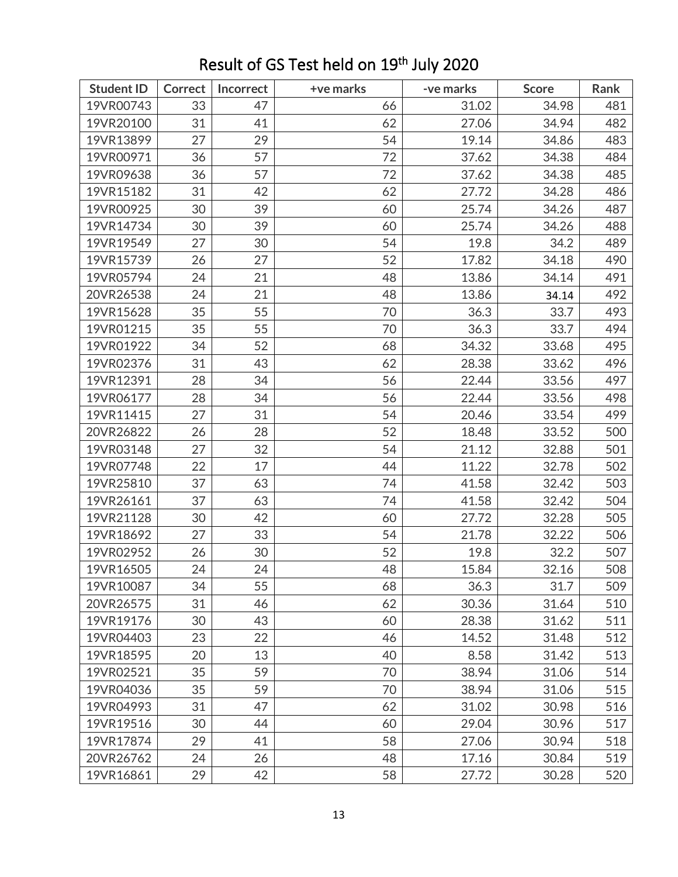# Result of GS Test held on 19th July 2020

| Student ID | Correct | Incorrect | +ve marks | -ve marks | Score | Rank |
|---|---|---|---|---|---|---|
| 19VR00743 | 33 | 47 | 66 | 31.02 | 34.98 | 481 |
| 19VR20100 | 31 | 41 | 62 | 27.06 | 34.94 | 482 |
| 19VR13899 | 27 | 29 | 54 | 19.14 | 34.86 | 483 |
| 19VR00971 | 36 | 57 | 72 | 37.62 | 34.38 | 484 |
| 19VR09638 | 36 | 57 | 72 | 37.62 | 34.38 | 485 |
| 19VR15182 | 31 | 42 | 62 | 27.72 | 34.28 | 486 |
| 19VR00925 | 30 | 39 | 60 | 25.74 | 34.26 | 487 |
| 19VR14734 | 30 | 39 | 60 | 25.74 | 34.26 | 488 |
| 19VR19549 | 27 | 30 | 54 | 19.8 | 34.2 | 489 |
| 19VR15739 | 26 | 27 | 52 | 17.82 | 34.18 | 490 |
| 19VR05794 | 24 | 21 | 48 | 13.86 | 34.14 | 491 |
| 20VR26538 | 24 | 21 | 48 | 13.86 | 34.14 | 492 |
| 19VR15628 | 35 | 55 | 70 | 36.3 | 33.7 | 493 |
| 19VR01215 | 35 | 55 | 70 | 36.3 | 33.7 | 494 |
| 19VR01922 | 34 | 52 | 68 | 34.32 | 33.68 | 495 |
| 19VR02376 | 31 | 43 | 62 | 28.38 | 33.62 | 496 |
| 19VR12391 | 28 | 34 | 56 | 22.44 | 33.56 | 497 |
| 19VR06177 | 28 | 34 | 56 | 22.44 | 33.56 | 498 |
| 19VR11415 | 27 | 31 | 54 | 20.46 | 33.54 | 499 |
| 20VR26822 | 26 | 28 | 52 | 18.48 | 33.52 | 500 |
| 19VR03148 | 27 | 32 | 54 | 21.12 | 32.88 | 501 |
| 19VR07748 | 22 | 17 | 44 | 11.22 | 32.78 | 502 |
| 19VR25810 | 37 | 63 | 74 | 41.58 | 32.42 | 503 |
| 19VR26161 | 37 | 63 | 74 | 41.58 | 32.42 | 504 |
| 19VR21128 | 30 | 42 | 60 | 27.72 | 32.28 | 505 |
| 19VR18692 | 27 | 33 | 54 | 21.78 | 32.22 | 506 |
| 19VR02952 | 26 | 30 | 52 | 19.8 | 32.2 | 507 |
| 19VR16505 | 24 | 24 | 48 | 15.84 | 32.16 | 508 |
| 19VR10087 | 34 | 55 | 68 | 36.3 | 31.7 | 509 |
| 20VR26575 | 31 | 46 | 62 | 30.36 | 31.64 | 510 |
| 19VR19176 | 30 | 43 | 60 | 28.38 | 31.62 | 511 |
| 19VR04403 | 23 | 22 | 46 | 14.52 | 31.48 | 512 |
| 19VR18595 | 20 | 13 | 40 | 8.58 | 31.42 | 513 |
| 19VR02521 | 35 | 59 | 70 | 38.94 | 31.06 | 514 |
| 19VR04036 | 35 | 59 | 70 | 38.94 | 31.06 | 515 |
| 19VR04993 | 31 | 47 | 62 | 31.02 | 30.98 | 516 |
| 19VR19516 | 30 | 44 | 60 | 29.04 | 30.96 | 517 |
| 19VR17874 | 29 | 41 | 58 | 27.06 | 30.94 | 518 |
| 20VR26762 | 24 | 26 | 48 | 17.16 | 30.84 | 519 |
| 19VR16861 | 29 | 42 | 58 | 27.72 | 30.28 | 520 |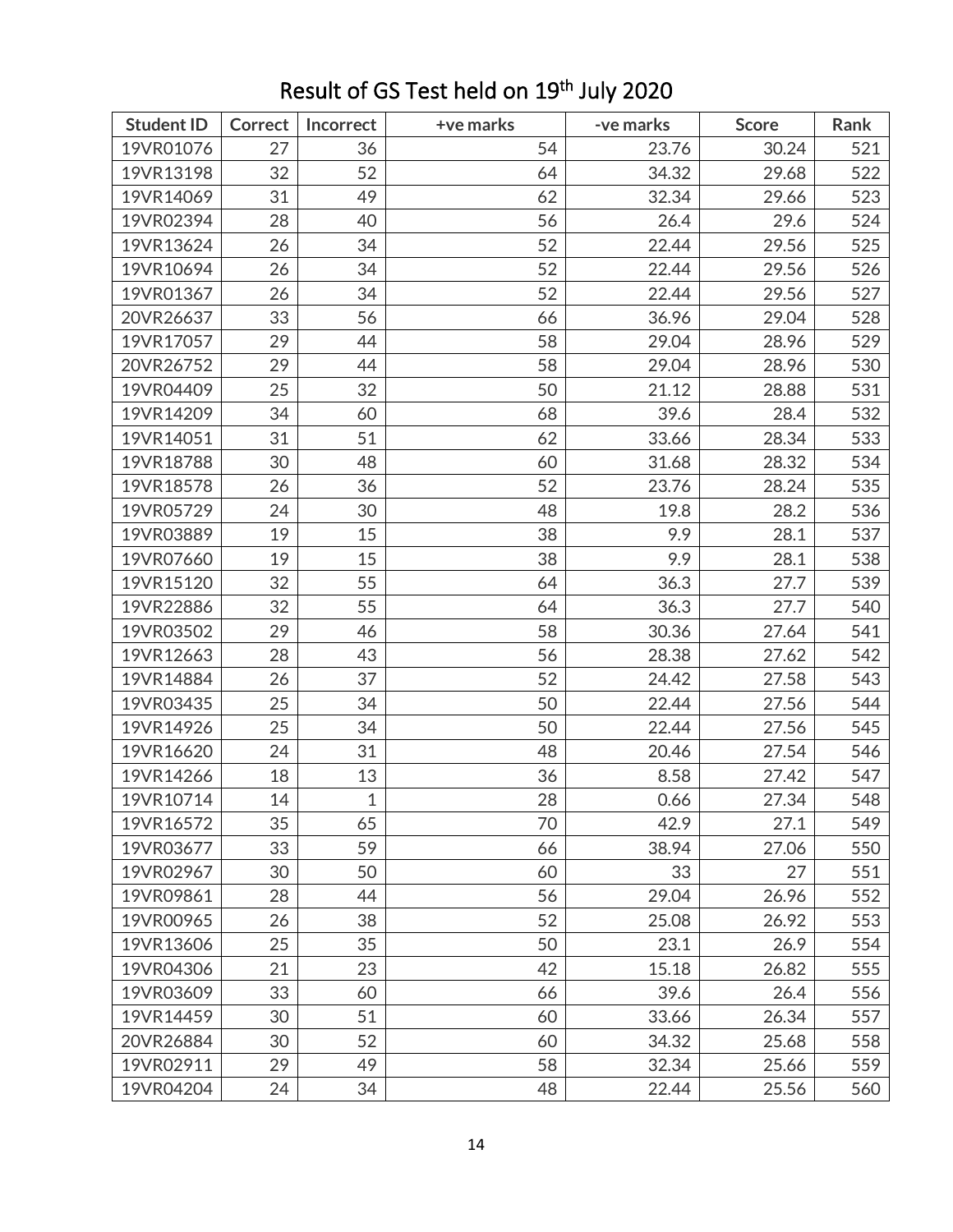# Result of GS Test held on 19th July 2020

| Student ID | Correct | Incorrect | +ve marks | -ve marks | Score | Rank |
|---|---|---|---|---|---|---|
| 19VR01076 | 27 | 36 | 54 | 23.76 | 30.24 | 521 |
| 19VR13198 | 32 | 52 | 64 | 34.32 | 29.68 | 522 |
| 19VR14069 | 31 | 49 | 62 | 32.34 | 29.66 | 523 |
| 19VR02394 | 28 | 40 | 56 | 26.4 | 29.6 | 524 |
| 19VR13624 | 26 | 34 | 52 | 22.44 | 29.56 | 525 |
| 19VR10694 | 26 | 34 | 52 | 22.44 | 29.56 | 526 |
| 19VR01367 | 26 | 34 | 52 | 22.44 | 29.56 | 527 |
| 20VR26637 | 33 | 56 | 66 | 36.96 | 29.04 | 528 |
| 19VR17057 | 29 | 44 | 58 | 29.04 | 28.96 | 529 |
| 20VR26752 | 29 | 44 | 58 | 29.04 | 28.96 | 530 |
| 19VR04409 | 25 | 32 | 50 | 21.12 | 28.88 | 531 |
| 19VR14209 | 34 | 60 | 68 | 39.6 | 28.4 | 532 |
| 19VR14051 | 31 | 51 | 62 | 33.66 | 28.34 | 533 |
| 19VR18788 | 30 | 48 | 60 | 31.68 | 28.32 | 534 |
| 19VR18578 | 26 | 36 | 52 | 23.76 | 28.24 | 535 |
| 19VR05729 | 24 | 30 | 48 | 19.8 | 28.2 | 536 |
| 19VR03889 | 19 | 15 | 38 | 9.9 | 28.1 | 537 |
| 19VR07660 | 19 | 15 | 38 | 9.9 | 28.1 | 538 |
| 19VR15120 | 32 | 55 | 64 | 36.3 | 27.7 | 539 |
| 19VR22886 | 32 | 55 | 64 | 36.3 | 27.7 | 540 |
| 19VR03502 | 29 | 46 | 58 | 30.36 | 27.64 | 541 |
| 19VR12663 | 28 | 43 | 56 | 28.38 | 27.62 | 542 |
| 19VR14884 | 26 | 37 | 52 | 24.42 | 27.58 | 543 |
| 19VR03435 | 25 | 34 | 50 | 22.44 | 27.56 | 544 |
| 19VR14926 | 25 | 34 | 50 | 22.44 | 27.56 | 545 |
| 19VR16620 | 24 | 31 | 48 | 20.46 | 27.54 | 546 |
| 19VR14266 | 18 | 13 | 36 | 8.58 | 27.42 | 547 |
| 19VR10714 | 14 | 1 | 28 | 0.66 | 27.34 | 548 |
| 19VR16572 | 35 | 65 | 70 | 42.9 | 27.1 | 549 |
| 19VR03677 | 33 | 59 | 66 | 38.94 | 27.06 | 550 |
| 19VR02967 | 30 | 50 | 60 | 33 | 27 | 551 |
| 19VR09861 | 28 | 44 | 56 | 29.04 | 26.96 | 552 |
| 19VR00965 | 26 | 38 | 52 | 25.08 | 26.92 | 553 |
| 19VR13606 | 25 | 35 | 50 | 23.1 | 26.9 | 554 |
| 19VR04306 | 21 | 23 | 42 | 15.18 | 26.82 | 555 |
| 19VR03609 | 33 | 60 | 66 | 39.6 | 26.4 | 556 |
| 19VR14459 | 30 | 51 | 60 | 33.66 | 26.34 | 557 |
| 20VR26884 | 30 | 52 | 60 | 34.32 | 25.68 | 558 |
| 19VR02911 | 29 | 49 | 58 | 32.34 | 25.66 | 559 |
| 19VR04204 | 24 | 34 | 48 | 22.44 | 25.56 | 560 |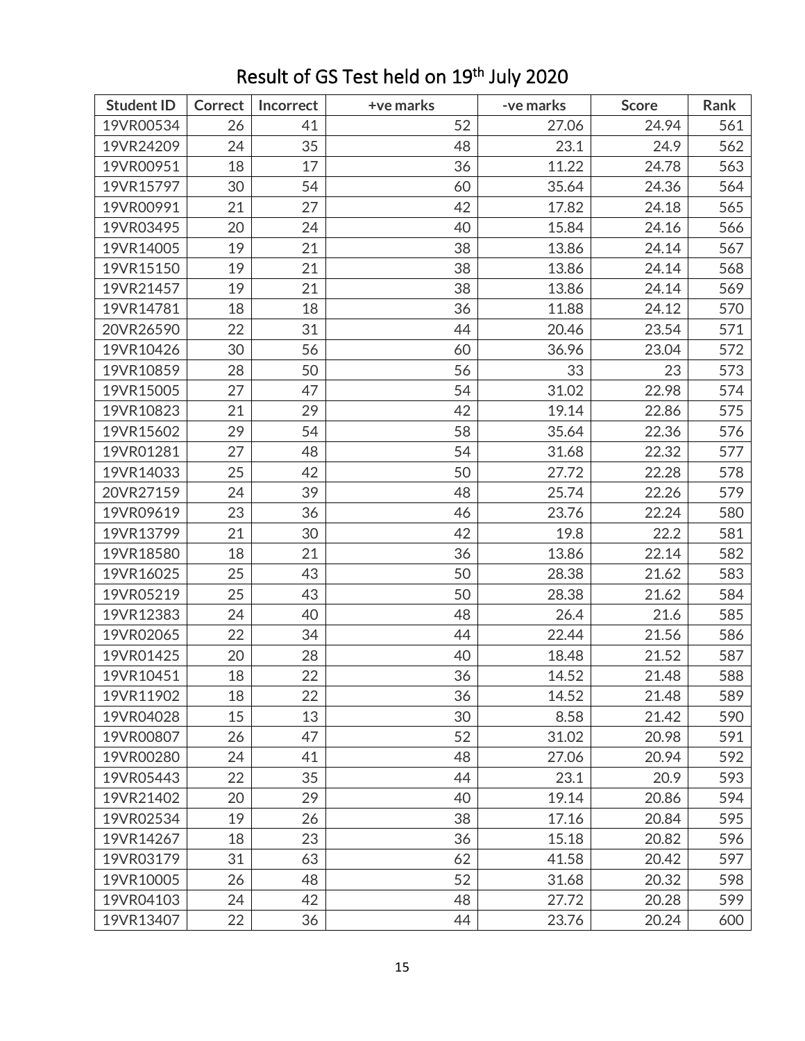# Result of GS Test held on 19th July 2020

| Student ID | Correct | Incorrect | +ve marks | -ve marks | Score | Rank |
|---|---|---|---|---|---|---|
| 19VR00534 | 26 | 41 | 52 | 27.06 | 24.94 | 561 |
| 19VR24209 | 24 | 35 | 48 | 23.1 | 24.9 | 562 |
| 19VR00951 | 18 | 17 | 36 | 11.22 | 24.78 | 563 |
| 19VR15797 | 30 | 54 | 60 | 35.64 | 24.36 | 564 |
| 19VR00991 | 21 | 27 | 42 | 17.82 | 24.18 | 565 |
| 19VR03495 | 20 | 24 | 40 | 15.84 | 24.16 | 566 |
| 19VR14005 | 19 | 21 | 38 | 13.86 | 24.14 | 567 |
| 19VR15150 | 19 | 21 | 38 | 13.86 | 24.14 | 568 |
| 19VR21457 | 19 | 21 | 38 | 13.86 | 24.14 | 569 |
| 19VR14781 | 18 | 18 | 36 | 11.88 | 24.12 | 570 |
| 20VR26590 | 22 | 31 | 44 | 20.46 | 23.54 | 571 |
| 19VR10426 | 30 | 56 | 60 | 36.96 | 23.04 | 572 |
| 19VR10859 | 28 | 50 | 56 | 33 | 23 | 573 |
| 19VR15005 | 27 | 47 | 54 | 31.02 | 22.98 | 574 |
| 19VR10823 | 21 | 29 | 42 | 19.14 | 22.86 | 575 |
| 19VR15602 | 29 | 54 | 58 | 35.64 | 22.36 | 576 |
| 19VR01281 | 27 | 48 | 54 | 31.68 | 22.32 | 577 |
| 19VR14033 | 25 | 42 | 50 | 27.72 | 22.28 | 578 |
| 20VR27159 | 24 | 39 | 48 | 25.74 | 22.26 | 579 |
| 19VR09619 | 23 | 36 | 46 | 23.76 | 22.24 | 580 |
| 19VR13799 | 21 | 30 | 42 | 19.8 | 22.2 | 581 |
| 19VR18580 | 18 | 21 | 36 | 13.86 | 22.14 | 582 |
| 19VR16025 | 25 | 43 | 50 | 28.38 | 21.62 | 583 |
| 19VR05219 | 25 | 43 | 50 | 28.38 | 21.62 | 584 |
| 19VR12383 | 24 | 40 | 48 | 26.4 | 21.6 | 585 |
| 19VR02065 | 22 | 34 | 44 | 22.44 | 21.56 | 586 |
| 19VR01425 | 20 | 28 | 40 | 18.48 | 21.52 | 587 |
| 19VR10451 | 18 | 22 | 36 | 14.52 | 21.48 | 588 |
| 19VR11902 | 18 | 22 | 36 | 14.52 | 21.48 | 589 |
| 19VR04028 | 15 | 13 | 30 | 8.58 | 21.42 | 590 |
| 19VR00807 | 26 | 47 | 52 | 31.02 | 20.98 | 591 |
| 19VR00280 | 24 | 41 | 48 | 27.06 | 20.94 | 592 |
| 19VR05443 | 22 | 35 | 44 | 23.1 | 20.9 | 593 |
| 19VR21402 | 20 | 29 | 40 | 19.14 | 20.86 | 594 |
| 19VR02534 | 19 | 26 | 38 | 17.16 | 20.84 | 595 |
| 19VR14267 | 18 | 23 | 36 | 15.18 | 20.82 | 596 |
| 19VR03179 | 31 | 63 | 62 | 41.58 | 20.42 | 597 |
| 19VR10005 | 26 | 48 | 52 | 31.68 | 20.32 | 598 |
| 19VR04103 | 24 | 42 | 48 | 27.72 | 20.28 | 599 |
| 19VR13407 | 22 | 36 | 44 | 23.76 | 20.24 | 600 |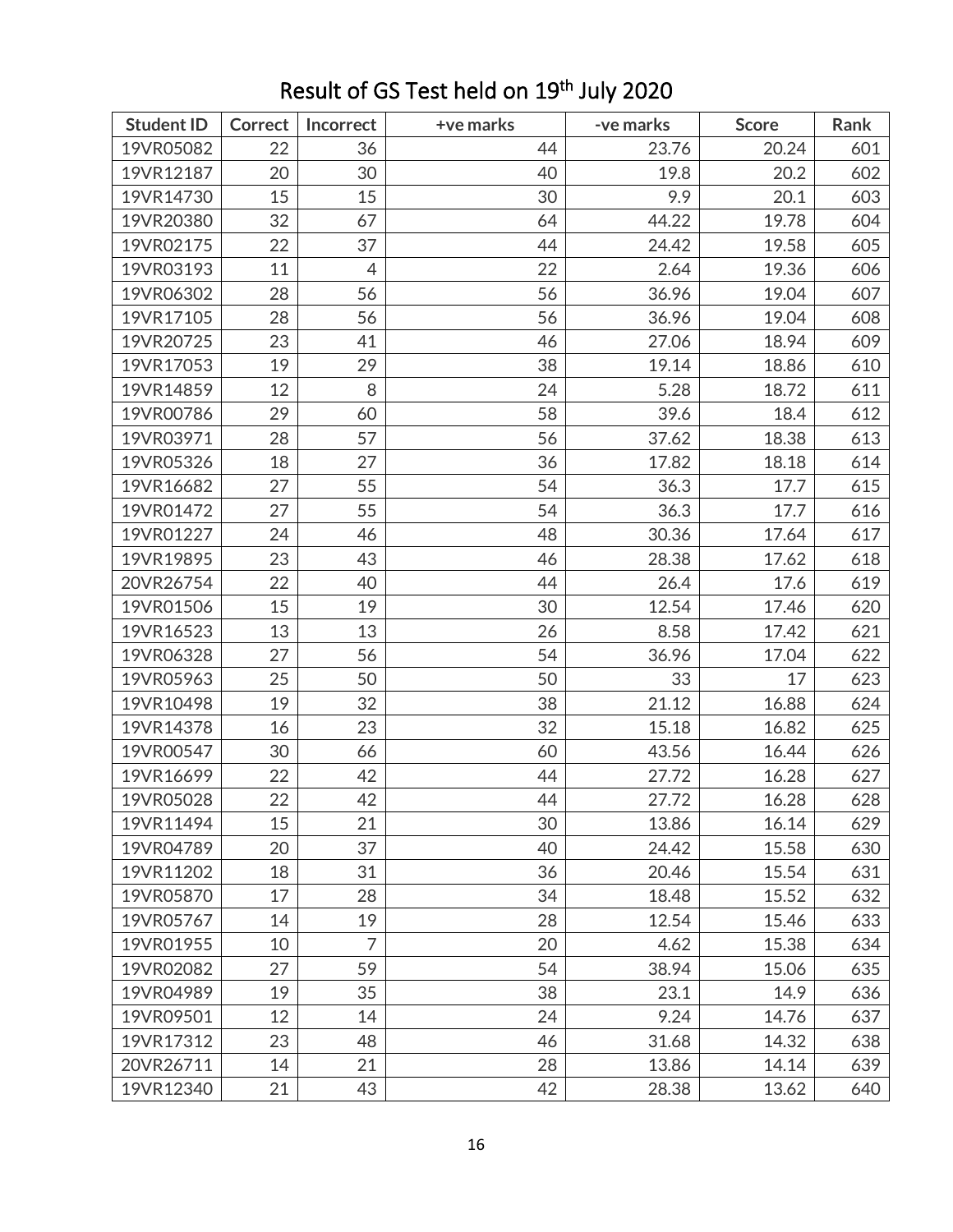# Result of GS Test held on 19th July 2020

| Student ID | Correct | Incorrect | +ve marks | -ve marks | Score | Rank |
|---|---|---|---|---|---|---|
| 19VR05082 | 22 | 36 | 44 | 23.76 | 20.24 | 601 |
| 19VR12187 | 20 | 30 | 40 | 19.8 | 20.2 | 602 |
| 19VR14730 | 15 | 15 | 30 | 9.9 | 20.1 | 603 |
| 19VR20380 | 32 | 67 | 64 | 44.22 | 19.78 | 604 |
| 19VR02175 | 22 | 37 | 44 | 24.42 | 19.58 | 605 |
| 19VR03193 | 11 | 4 | 22 | 2.64 | 19.36 | 606 |
| 19VR06302 | 28 | 56 | 56 | 36.96 | 19.04 | 607 |
| 19VR17105 | 28 | 56 | 56 | 36.96 | 19.04 | 608 |
| 19VR20725 | 23 | 41 | 46 | 27.06 | 18.94 | 609 |
| 19VR17053 | 19 | 29 | 38 | 19.14 | 18.86 | 610 |
| 19VR14859 | 12 | 8 | 24 | 5.28 | 18.72 | 611 |
| 19VR00786 | 29 | 60 | 58 | 39.6 | 18.4 | 612 |
| 19VR03971 | 28 | 57 | 56 | 37.62 | 18.38 | 613 |
| 19VR05326 | 18 | 27 | 36 | 17.82 | 18.18 | 614 |
| 19VR16682 | 27 | 55 | 54 | 36.3 | 17.7 | 615 |
| 19VR01472 | 27 | 55 | 54 | 36.3 | 17.7 | 616 |
| 19VR01227 | 24 | 46 | 48 | 30.36 | 17.64 | 617 |
| 19VR19895 | 23 | 43 | 46 | 28.38 | 17.62 | 618 |
| 20VR26754 | 22 | 40 | 44 | 26.4 | 17.6 | 619 |
| 19VR01506 | 15 | 19 | 30 | 12.54 | 17.46 | 620 |
| 19VR16523 | 13 | 13 | 26 | 8.58 | 17.42 | 621 |
| 19VR06328 | 27 | 56 | 54 | 36.96 | 17.04 | 622 |
| 19VR05963 | 25 | 50 | 50 | 33 | 17 | 623 |
| 19VR10498 | 19 | 32 | 38 | 21.12 | 16.88 | 624 |
| 19VR14378 | 16 | 23 | 32 | 15.18 | 16.82 | 625 |
| 19VR00547 | 30 | 66 | 60 | 43.56 | 16.44 | 626 |
| 19VR16699 | 22 | 42 | 44 | 27.72 | 16.28 | 627 |
| 19VR05028 | 22 | 42 | 44 | 27.72 | 16.28 | 628 |
| 19VR11494 | 15 | 21 | 30 | 13.86 | 16.14 | 629 |
| 19VR04789 | 20 | 37 | 40 | 24.42 | 15.58 | 630 |
| 19VR11202 | 18 | 31 | 36 | 20.46 | 15.54 | 631 |
| 19VR05870 | 17 | 28 | 34 | 18.48 | 15.52 | 632 |
| 19VR05767 | 14 | 19 | 28 | 12.54 | 15.46 | 633 |
| 19VR01955 | 10 | 7 | 20 | 4.62 | 15.38 | 634 |
| 19VR02082 | 27 | 59 | 54 | 38.94 | 15.06 | 635 |
| 19VR04989 | 19 | 35 | 38 | 23.1 | 14.9 | 636 |
| 19VR09501 | 12 | 14 | 24 | 9.24 | 14.76 | 637 |
| 19VR17312 | 23 | 48 | 46 | 31.68 | 14.32 | 638 |
| 20VR26711 | 14 | 21 | 28 | 13.86 | 14.14 | 639 |
| 19VR12340 | 21 | 43 | 42 | 28.38 | 13.62 | 640 |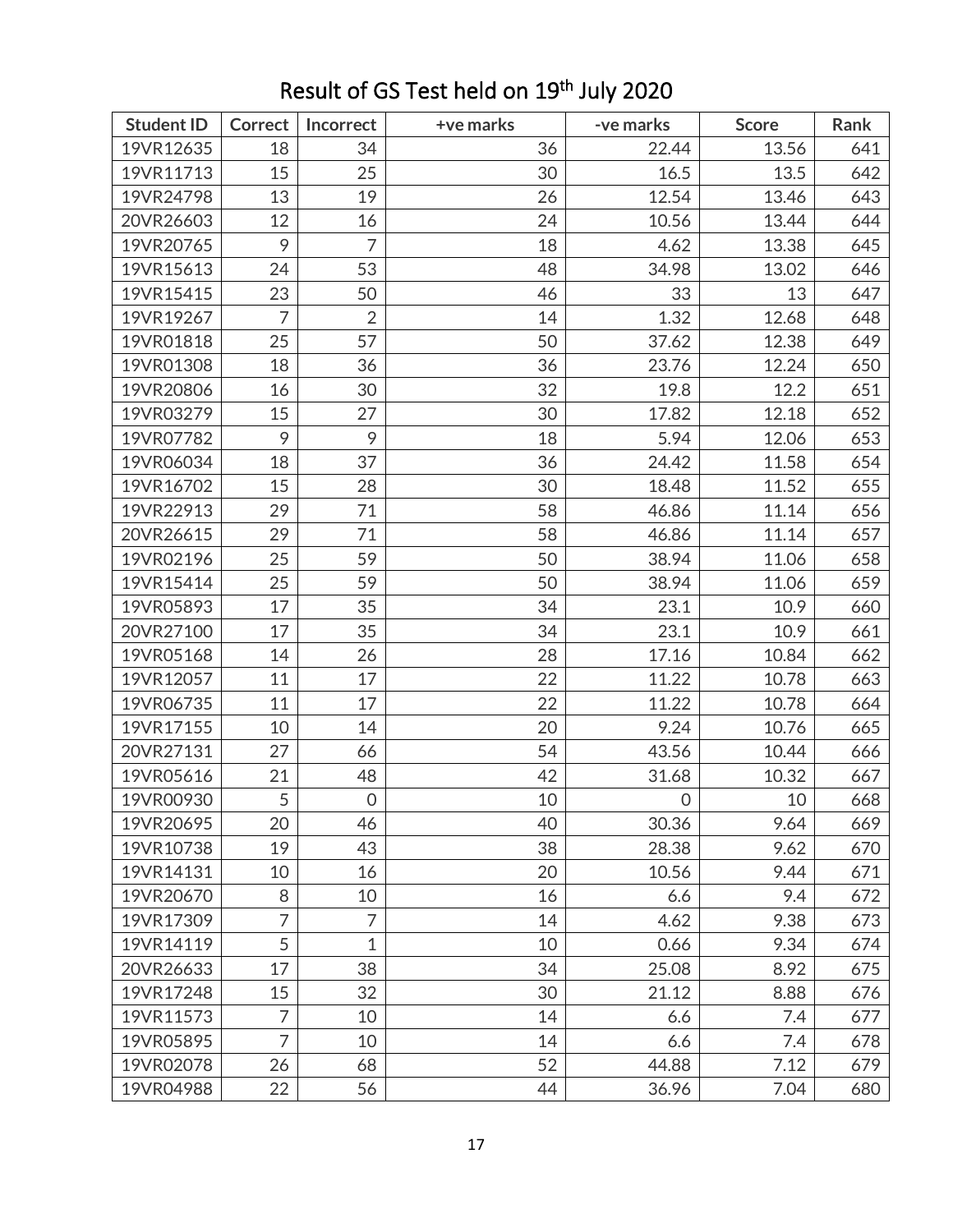# Result of GS Test held on 19th July 2020

| Student ID | Correct | Incorrect | +ve marks | -ve marks | Score | Rank |
|---|---|---|---|---|---|---|
| 19VR12635 | 18 | 34 | 36 | 22.44 | 13.56 | 641 |
| 19VR11713 | 15 | 25 | 30 | 16.5 | 13.5 | 642 |
| 19VR24798 | 13 | 19 | 26 | 12.54 | 13.46 | 643 |
| 20VR26603 | 12 | 16 | 24 | 10.56 | 13.44 | 644 |
| 19VR20765 | 9 | 7 | 18 | 4.62 | 13.38 | 645 |
| 19VR15613 | 24 | 53 | 48 | 34.98 | 13.02 | 646 |
| 19VR15415 | 23 | 50 | 46 | 33 | 13 | 647 |
| 19VR19267 | 7 | 2 | 14 | 1.32 | 12.68 | 648 |
| 19VR01818 | 25 | 57 | 50 | 37.62 | 12.38 | 649 |
| 19VR01308 | 18 | 36 | 36 | 23.76 | 12.24 | 650 |
| 19VR20806 | 16 | 30 | 32 | 19.8 | 12.2 | 651 |
| 19VR03279 | 15 | 27 | 30 | 17.82 | 12.18 | 652 |
| 19VR07782 | 9 | 9 | 18 | 5.94 | 12.06 | 653 |
| 19VR06034 | 18 | 37 | 36 | 24.42 | 11.58 | 654 |
| 19VR16702 | 15 | 28 | 30 | 18.48 | 11.52 | 655 |
| 19VR22913 | 29 | 71 | 58 | 46.86 | 11.14 | 656 |
| 20VR26615 | 29 | 71 | 58 | 46.86 | 11.14 | 657 |
| 19VR02196 | 25 | 59 | 50 | 38.94 | 11.06 | 658 |
| 19VR15414 | 25 | 59 | 50 | 38.94 | 11.06 | 659 |
| 19VR05893 | 17 | 35 | 34 | 23.1 | 10.9 | 660 |
| 20VR27100 | 17 | 35 | 34 | 23.1 | 10.9 | 661 |
| 19VR05168 | 14 | 26 | 28 | 17.16 | 10.84 | 662 |
| 19VR12057 | 11 | 17 | 22 | 11.22 | 10.78 | 663 |
| 19VR06735 | 11 | 17 | 22 | 11.22 | 10.78 | 664 |
| 19VR17155 | 10 | 14 | 20 | 9.24 | 10.76 | 665 |
| 20VR27131 | 27 | 66 | 54 | 43.56 | 10.44 | 666 |
| 19VR05616 | 21 | 48 | 42 | 31.68 | 10.32 | 667 |
| 19VR00930 | 5 | 0 | 10 | 0 | 10 | 668 |
| 19VR20695 | 20 | 46 | 40 | 30.36 | 9.64 | 669 |
| 19VR10738 | 19 | 43 | 38 | 28.38 | 9.62 | 670 |
| 19VR14131 | 10 | 16 | 20 | 10.56 | 9.44 | 671 |
| 19VR20670 | 8 | 10 | 16 | 6.6 | 9.4 | 672 |
| 19VR17309 | 7 | 7 | 14 | 4.62 | 9.38 | 673 |
| 19VR14119 | 5 | 1 | 10 | 0.66 | 9.34 | 674 |
| 20VR26633 | 17 | 38 | 34 | 25.08 | 8.92 | 675 |
| 19VR17248 | 15 | 32 | 30 | 21.12 | 8.88 | 676 |
| 19VR11573 | 7 | 10 | 14 | 6.6 | 7.4 | 677 |
| 19VR05895 | 7 | 10 | 14 | 6.6 | 7.4 | 678 |
| 19VR02078 | 26 | 68 | 52 | 44.88 | 7.12 | 679 |
| 19VR04988 | 22 | 56 | 44 | 36.96 | 7.04 | 680 |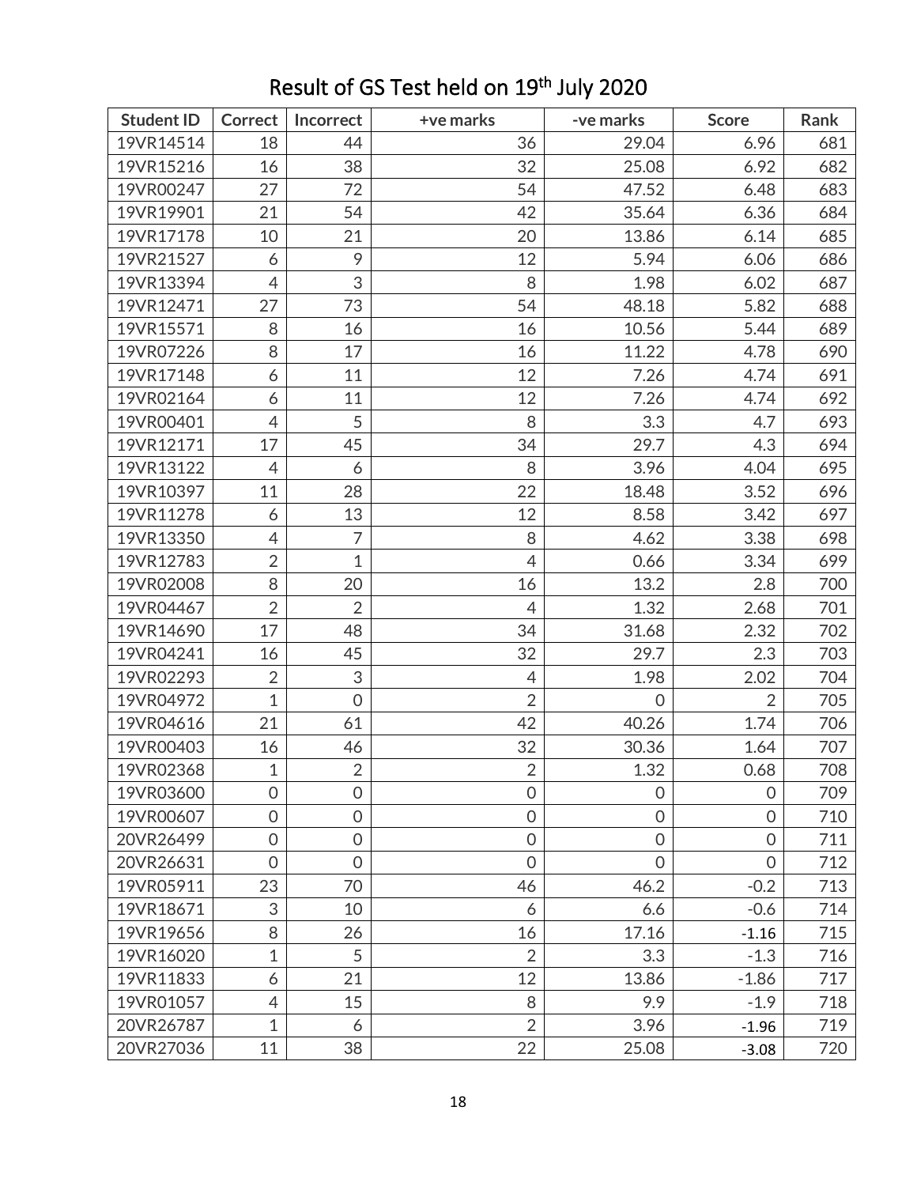# Result of GS Test held on 19th July 2020

| Student ID | Correct | Incorrect | +ve marks | -ve marks | Score | Rank |
|---|---|---|---|---|---|---|
| 19VR14514 | 18 | 44 | 36 | 29.04 | 6.96 | 681 |
| 19VR15216 | 16 | 38 | 32 | 25.08 | 6.92 | 682 |
| 19VR00247 | 27 | 72 | 54 | 47.52 | 6.48 | 683 |
| 19VR19901 | 21 | 54 | 42 | 35.64 | 6.36 | 684 |
| 19VR17178 | 10 | 21 | 20 | 13.86 | 6.14 | 685 |
| 19VR21527 | 6 | 9 | 12 | 5.94 | 6.06 | 686 |
| 19VR13394 | 4 | 3 | 8 | 1.98 | 6.02 | 687 |
| 19VR12471 | 27 | 73 | 54 | 48.18 | 5.82 | 688 |
| 19VR15571 | 8 | 16 | 16 | 10.56 | 5.44 | 689 |
| 19VR07226 | 8 | 17 | 16 | 11.22 | 4.78 | 690 |
| 19VR17148 | 6 | 11 | 12 | 7.26 | 4.74 | 691 |
| 19VR02164 | 6 | 11 | 12 | 7.26 | 4.74 | 692 |
| 19VR00401 | 4 | 5 | 8 | 3.3 | 4.7 | 693 |
| 19VR12171 | 17 | 45 | 34 | 29.7 | 4.3 | 694 |
| 19VR13122 | 4 | 6 | 8 | 3.96 | 4.04 | 695 |
| 19VR10397 | 11 | 28 | 22 | 18.48 | 3.52 | 696 |
| 19VR11278 | 6 | 13 | 12 | 8.58 | 3.42 | 697 |
| 19VR13350 | 4 | 7 | 8 | 4.62 | 3.38 | 698 |
| 19VR12783 | 2 | 1 | 4 | 0.66 | 3.34 | 699 |
| 19VR02008 | 8 | 20 | 16 | 13.2 | 2.8 | 700 |
| 19VR04467 | 2 | 2 | 4 | 1.32 | 2.68 | 701 |
| 19VR14690 | 17 | 48 | 34 | 31.68 | 2.32 | 702 |
| 19VR04241 | 16 | 45 | 32 | 29.7 | 2.3 | 703 |
| 19VR02293 | 2 | 3 | 4 | 1.98 | 2.02 | 704 |
| 19VR04972 | 1 | 0 | 2 | 0 | 2 | 705 |
| 19VR04616 | 21 | 61 | 42 | 40.26 | 1.74 | 706 |
| 19VR00403 | 16 | 46 | 32 | 30.36 | 1.64 | 707 |
| 19VR02368 | 1 | 2 | 2 | 1.32 | 0.68 | 708 |
| 19VR03600 | 0 | 0 | 0 | 0 | 0 | 709 |
| 19VR00607 | 0 | 0 | 0 | 0 | 0 | 710 |
| 20VR26499 | 0 | 0 | 0 | 0 | 0 | 711 |
| 20VR26631 | 0 | 0 | 0 | 0 | 0 | 712 |
| 19VR05911 | 23 | 70 | 46 | 46.2 | -0.2 | 713 |
| 19VR18671 | 3 | 10 | 6 | 6.6 | -0.6 | 714 |
| 19VR19656 | 8 | 26 | 16 | 17.16 | -1.16 | 715 |
| 19VR16020 | 1 | 5 | 2 | 3.3 | -1.3 | 716 |
| 19VR11833 | 6 | 21 | 12 | 13.86 | -1.86 | 717 |
| 19VR01057 | 4 | 15 | 8 | 9.9 | -1.9 | 718 |
| 20VR26787 | 1 | 6 | 2 | 3.96 | -1.96 | 719 |
| 20VR27036 | 11 | 38 | 22 | 25.08 | -3.08 | 720 |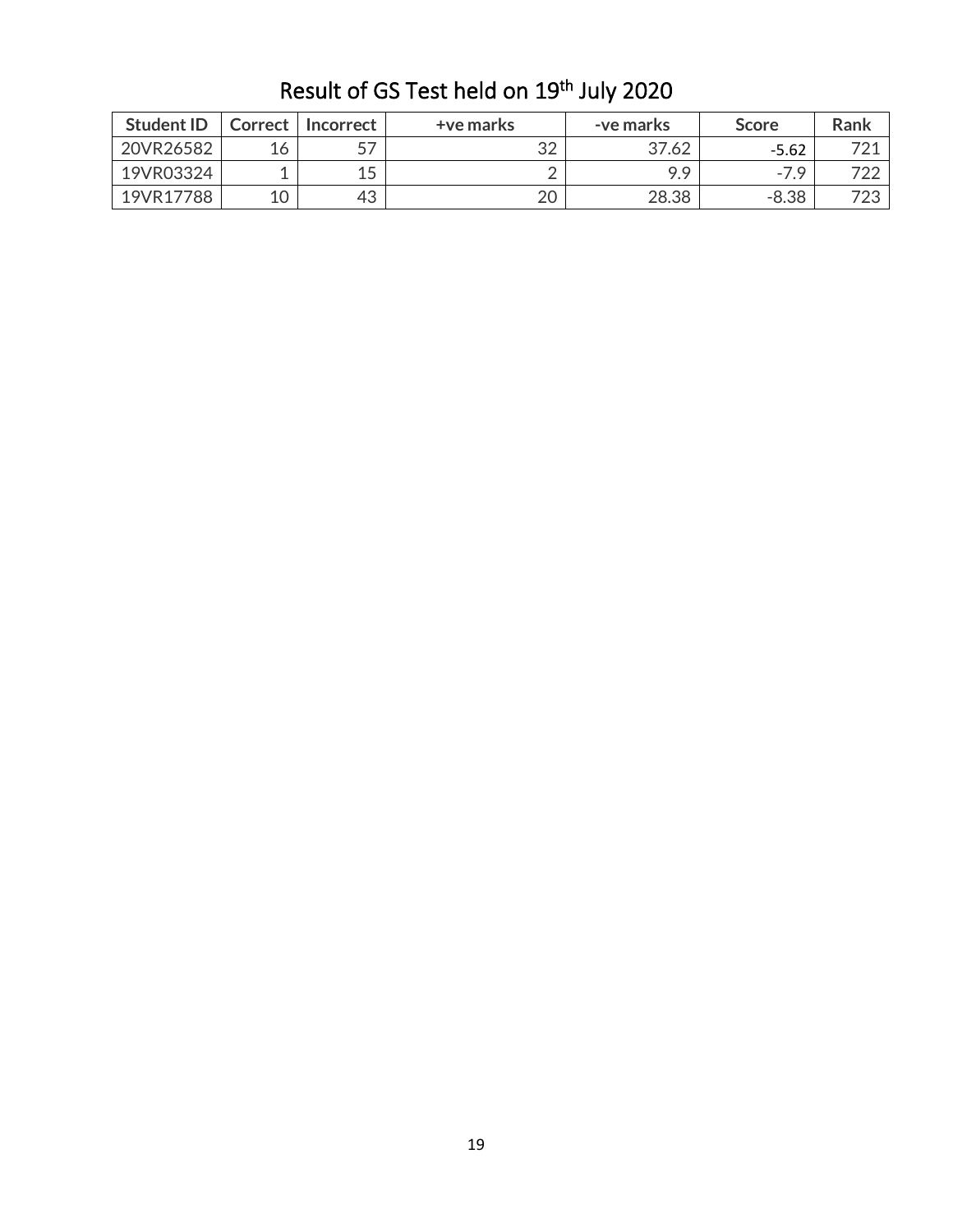# Result of GS Test held on 19th July 2020

| Student ID | Correct | Incorrect | +ve marks | -ve marks | Score | Rank |
| --- | --- | --- | --- | --- | --- | --- |
| 20VR26582 | 16 | 57 | 32 | 37.62 | -5.62 | 721 |
| 19VR03324 | 1 | 15 | 2 | 9.9 | -7.9 | 722 |
| 19VR17788 | 10 | 43 | 20 | 28.38 | -8.38 | 723 |